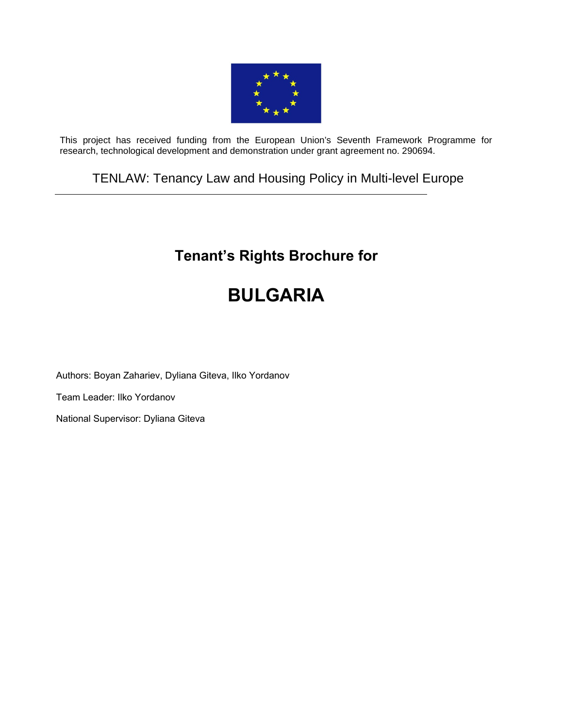This project has received funding from the European Union's Seventh Framework Programme for research, technological development and demonstration under grant agreement no. 290694.

TENLAW: Tenancy Law and Housing Policy in Multi-level Europe

---

## Tenant's Rights Brochure for

# BULGARIA

Authors: Boyan Zahariev, Dyliana Giteva, Ilko Yordanov

Team Leader: Ilko Yordanov

National Supervisor: Dyliana Giteva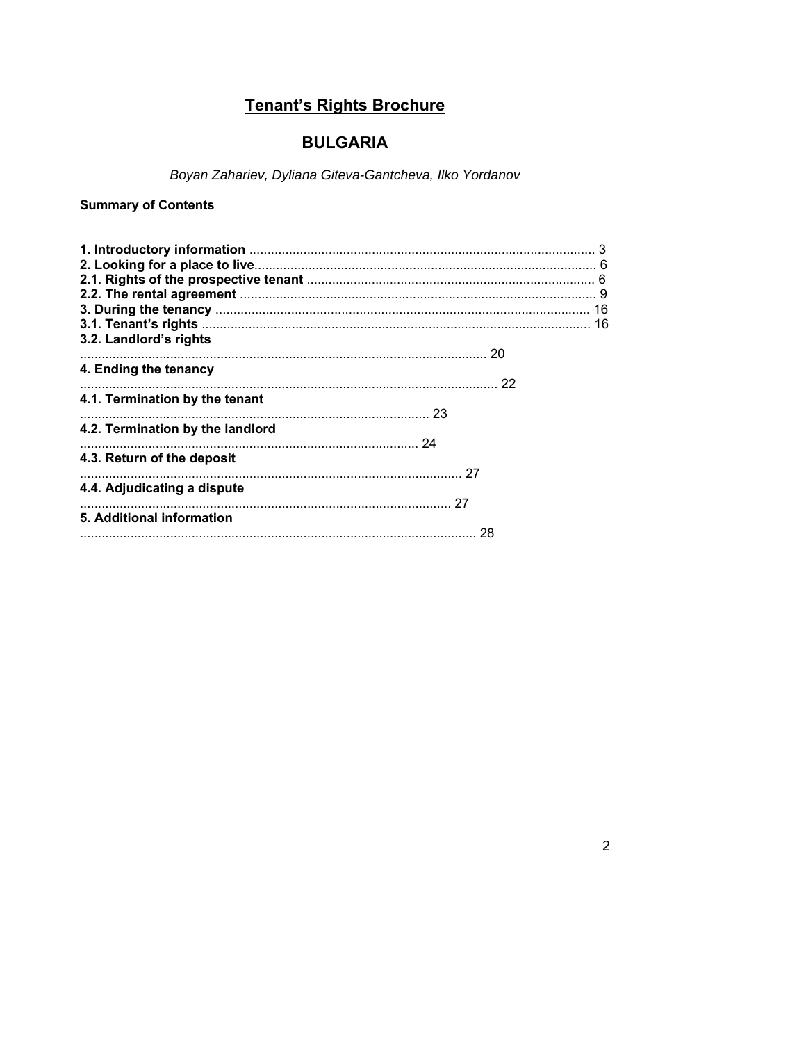# Tenant's Rights Brochure

## BULGARIA

*Boyan Zahariev, Dyliana Giteva-Gantcheva, Ilko Yordanov*

**Summary of Contents**

**1. Introductory information** .......... 3
**2. Looking for a place to live**.......... 6
**2.1. Rights of the prospective tenant** .......... 6
**2.2. The rental agreement** .......... 9
**3. During the tenancy** .......... 16
**3.1. Tenant's rights** .......... 16
**3.2. Landlord's rights** .......... 20
**4. Ending the tenancy** .......... 22
**4.1. Termination by the tenant** .......... 23
**4.2. Termination by the landlord** .......... 24
**4.3. Return of the deposit** .......... 27
**4.4. Adjudicating a dispute** .......... 27
**5. Additional information** .......... 28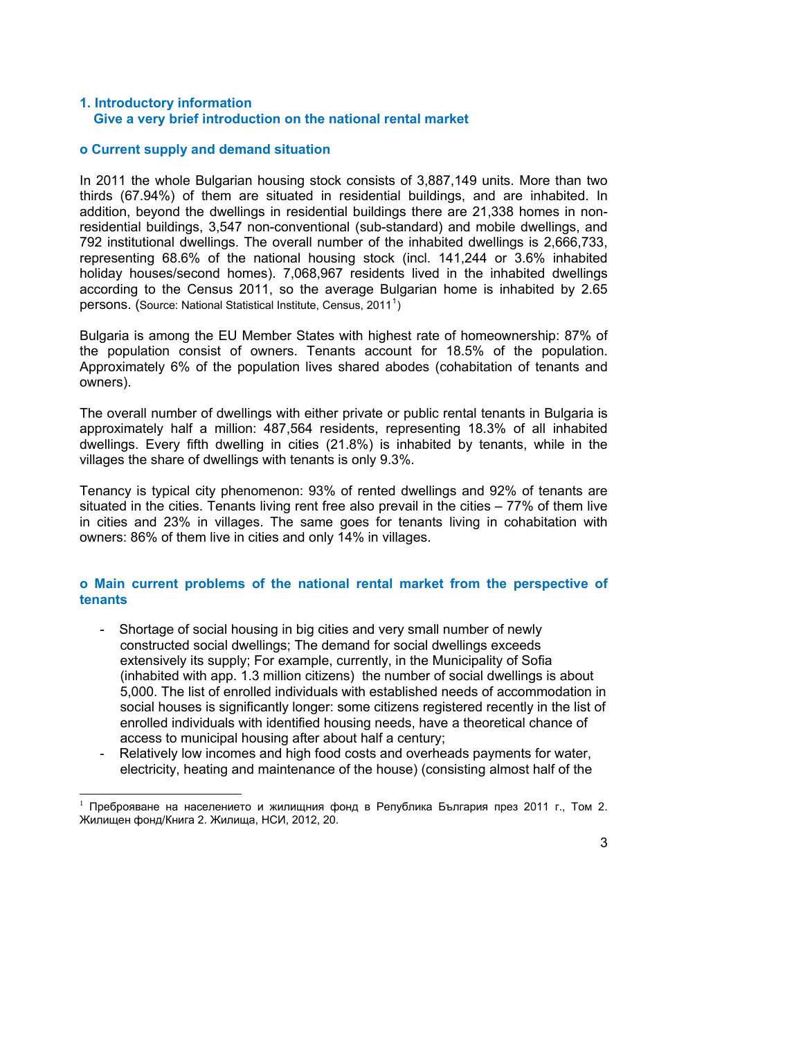## 1. Introductory information

### Give a very brief introduction on the national rental market

### o Current supply and demand situation

In 2011 the whole Bulgarian housing stock consists of 3,887,149 units. More than two thirds (67.94%) of them are situated in residential buildings, and are inhabited. In addition, beyond the dwellings in residential buildings there are 21,338 homes in non-residential buildings, 3,547 non-conventional (sub-standard) and mobile dwellings, and 792 institutional dwellings. The overall number of the inhabited dwellings is 2,666,733, representing 68.6% of the national housing stock (incl. 141,244 or 3.6% inhabited holiday houses/second homes). 7,068,967 residents lived in the inhabited dwellings according to the Census 2011, so the average Bulgarian home is inhabited by 2.65 persons. (Source: National Statistical Institute, Census, 2011[1])

Bulgaria is among the EU Member States with highest rate of homeownership: 87% of the population consist of owners. Tenants account for 18.5% of the population. Approximately 6% of the population lives shared abodes (cohabitation of tenants and owners).

The overall number of dwellings with either private or public rental tenants in Bulgaria is approximately half a million: 487,564 residents, representing 18.3% of all inhabited dwellings. Every fifth dwelling in cities (21.8%) is inhabited by tenants, while in the villages the share of dwellings with tenants is only 9.3%.

Tenancy is typical city phenomenon: 93% of rented dwellings and 92% of tenants are situated in the cities. Tenants living rent free also prevail in the cities – 77% of them live in cities and 23% in villages. The same goes for tenants living in cohabitation with owners: 86% of them live in cities and only 14% in villages.

### o Main current problems of the national rental market from the perspective of tenants

- Shortage of social housing in big cities and very small number of newly constructed social dwellings; The demand for social dwellings exceeds extensively its supply; For example, currently, in the Municipality of Sofia (inhabited with app. 1.3 million citizens) the number of social dwellings is about 5,000. The list of enrolled individuals with established needs of accommodation in social houses is significantly longer: some citizens registered recently in the list of enrolled individuals with identified housing needs, have a theoretical chance of access to municipal housing after about half a century;
- Relatively low incomes and high food costs and overheads payments for water, electricity, heating and maintenance of the house) (consisting almost half of the

[1] Преброяване на населението и жилищния фонд в Република България през 2011 г., Том 2. Жилищен фонд/Книга 2. Жилища, НСИ, 2012, 20.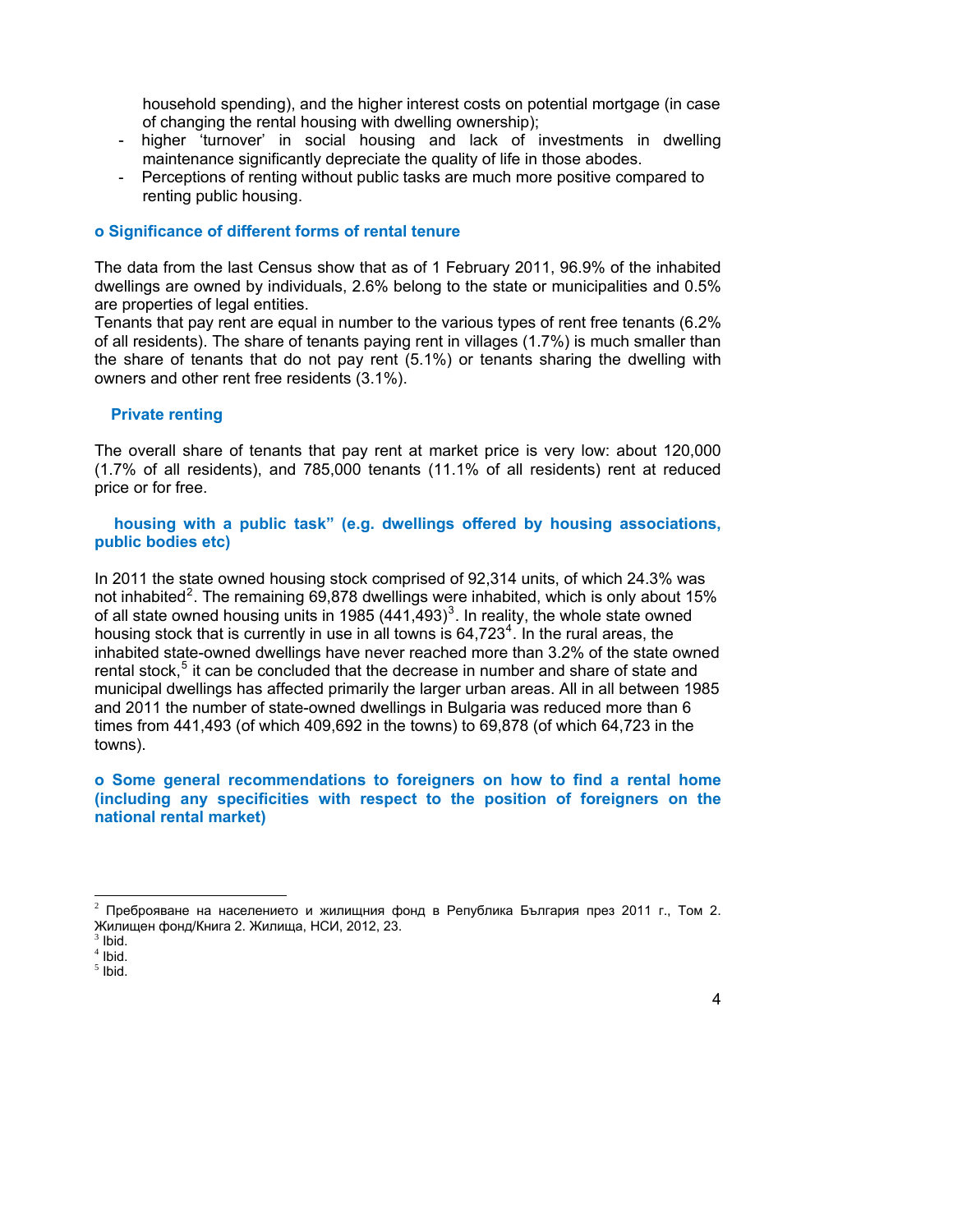household spending), and the higher interest costs on potential mortgage (in case of changing the rental housing with dwelling ownership);

- higher 'turnover' in social housing and lack of investments in dwelling maintenance significantly depreciate the quality of life in those abodes.
- Perceptions of renting without public tasks are much more positive compared to renting public housing.

### o Significance of different forms of rental tenure

The data from the last Census show that as of 1 February 2011, 96.9% of the inhabited dwellings are owned by individuals, 2.6% belong to the state or municipalities and 0.5% are properties of legal entities.
Tenants that pay rent are equal in number to the various types of rent free tenants (6.2% of all residents). The share of tenants paying rent in villages (1.7%) is much smaller than the share of tenants that do not pay rent (5.1%) or tenants sharing the dwelling with owners and other rent free residents (3.1%).

#### Private renting

The overall share of tenants that pay rent at market price is very low: about 120,000 (1.7% of all residents), and 785,000 tenants (11.1% of all residents) rent at reduced price or for free.

#### housing with a public task" (e.g. dwellings offered by housing associations, public bodies etc)

In 2011 the state owned housing stock comprised of 92,314 units, of which 24.3% was not inhabited[2]. The remaining 69,878 dwellings were inhabited, which is only about 15% of all state owned housing units in 1985 (441,493)[3]. In reality, the whole state owned housing stock that is currently in use in all towns is 64,723[4]. In the rural areas, the inhabited state-owned dwellings have never reached more than 3.2% of the state owned rental stock,[5] it can be concluded that the decrease in number and share of state and municipal dwellings has affected primarily the larger urban areas. All in all between 1985 and 2011 the number of state-owned dwellings in Bulgaria was reduced more than 6 times from 441,493 (of which 409,692 in the towns) to 69,878 (of which 64,723 in the towns).

### o Some general recommendations to foreigners on how to find a rental home (including any specificities with respect to the position of foreigners on the national rental market)

---

[2] Преброяване на населението и жилищния фонд в Република България през 2011 г., Том 2. Жилищен фонд/Книга 2. Жилища, НСИ, 2012, 23.
[3] Ibid.
[4] Ibid.
[5] Ibid.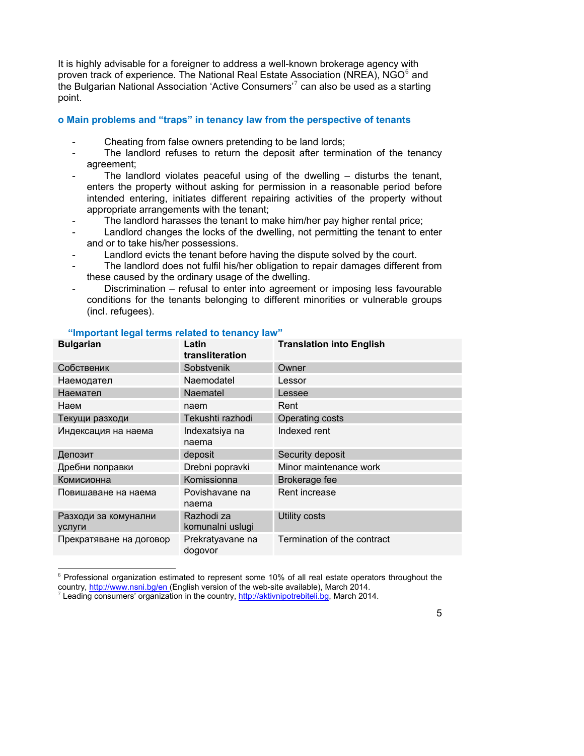It is highly advisable for a foreigner to address a well-known brokerage agency with proven track of experience. The National Real Estate Association (NREA), NGO[6] and the Bulgarian National Association 'Active Consumers'[7] can also be used as a starting point.

### o Main problems and "traps" in tenancy law from the perspective of tenants

- Cheating from false owners pretending to be land lords;
- The landlord refuses to return the deposit after termination of the tenancy agreement;
- The landlord violates peaceful using of the dwelling – disturbs the tenant, enters the property without asking for permission in a reasonable period before intended entering, initiates different repairing activities of the property without appropriate arrangements with the tenant;
- The landlord harasses the tenant to make him/her pay higher rental price;
- Landlord changes the locks of the dwelling, not permitting the tenant to enter and or to take his/her possessions.
- Landlord evicts the tenant before having the dispute solved by the court.
- The landlord does not fulfil his/her obligation to repair damages different from these caused by the ordinary usage of the dwelling.
- Discrimination – refusal to enter into agreement or imposing less favourable conditions for the tenants belonging to different minorities or vulnerable groups (incl. refugees).

#### "Important legal terms related to tenancy law"

| Bulgarian | Latin transliteration | Translation into English |
|---|---|---|
| Собственик | Sobstvenik | Owner |
| Наемодател | Naemodatel | Lessor |
| Наемател | Naematel | Lessee |
| Наем | naem | Rent |
| Текущи разходи | Tekushti razhodi | Operating costs |
| Индексация на наема | Indexatsiya na naema | Indexed rent |
| Депозит | deposit | Security deposit |
| Дребни поправки | Drebni popravki | Minor maintenance work |
| Комисионна | Komissionna | Brokerage fee |
| Повишаване на наема | Povishavane na naema | Rent increase |
| Разходи за комунални услуги | Razhodi za komunalni uslugi | Utility costs |
| Прекратяване на договор | Prekratyavane na dogovor | Termination of the contract |

---

[6] Professional organization estimated to represent some 10% of all real estate operators throughout the country, http://www.nsni.bg/en (English version of the web-site available), March 2014.

[7] Leading consumers' organization in the country, http://aktivnipotrebiteli.bg, March 2014.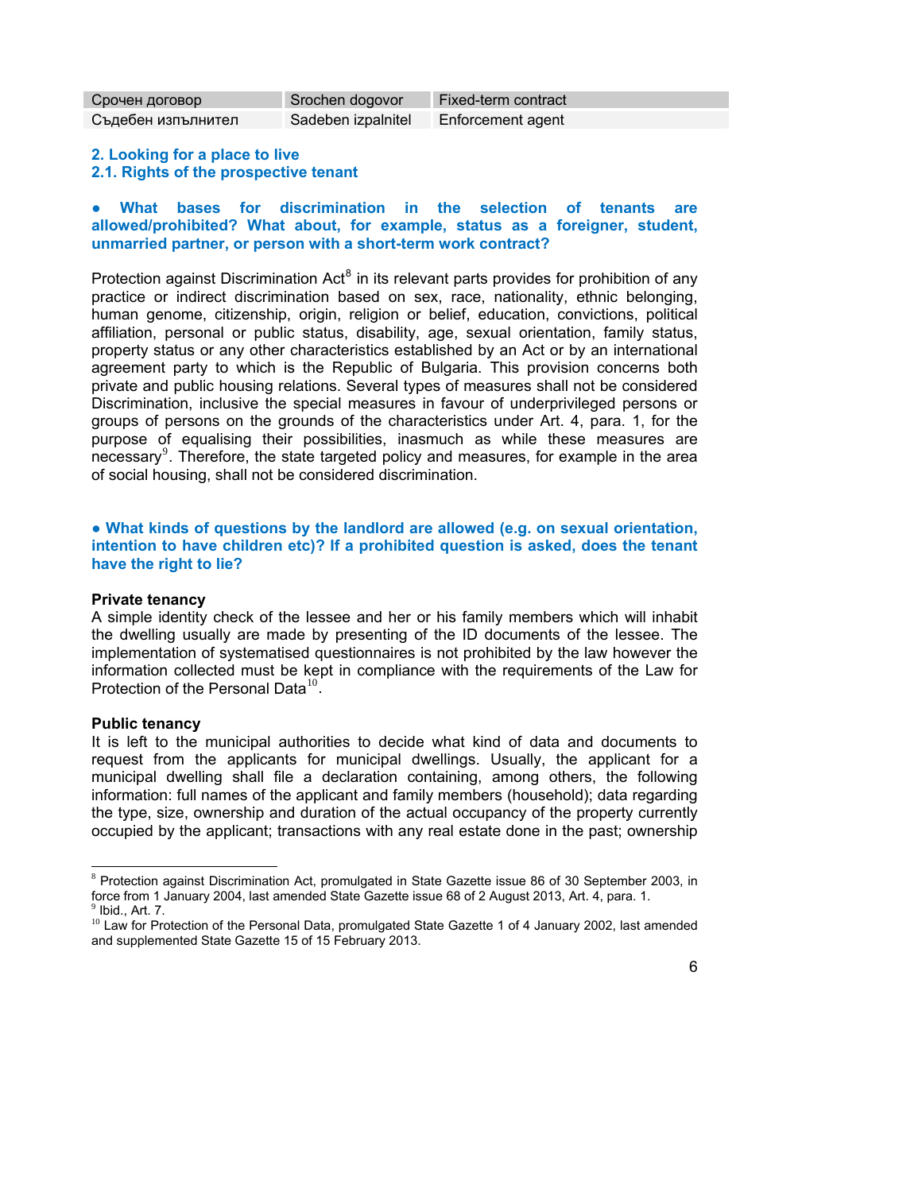| Срочен договор | Srochen dogovor | Fixed-term contract |
|---|---|---|
| Съдебен изпълнител | Sadeben izpalnitel | Enforcement agent |

## 2. Looking for a place to live

### 2.1. Rights of the prospective tenant

**● What bases for discrimination in the selection of tenants are allowed/prohibited? What about, for example, status as a foreigner, student, unmarried partner, or person with a short-term work contract?**

Protection against Discrimination Act[8] in its relevant parts provides for prohibition of any practice or indirect discrimination based on sex, race, nationality, ethnic belonging, human genome, citizenship, origin, religion or belief, education, convictions, political affiliation, personal or public status, disability, age, sexual orientation, family status, property status or any other characteristics established by an Act or by an international agreement party to which is the Republic of Bulgaria. This provision concerns both private and public housing relations. Several types of measures shall not be considered Discrimination, inclusive the special measures in favour of underprivileged persons or groups of persons on the grounds of the characteristics under Art. 4, para. 1, for the purpose of equalising their possibilities, inasmuch as while these measures are necessary[9]. Therefore, the state targeted policy and measures, for example in the area of social housing, shall not be considered discrimination.

**● What kinds of questions by the landlord are allowed (e.g. on sexual orientation, intention to have children etc)? If a prohibited question is asked, does the tenant have the right to lie?**

**Private tenancy**

A simple identity check of the lessee and her or his family members which will inhabit the dwelling usually are made by presenting of the ID documents of the lessee. The implementation of systematised questionnaires is not prohibited by the law however the information collected must be kept in compliance with the requirements of the Law for Protection of the Personal Data[10].

**Public tenancy**

It is left to the municipal authorities to decide what kind of data and documents to request from the applicants for municipal dwellings. Usually, the applicant for a municipal dwelling shall file a declaration containing, among others, the following information: full names of the applicant and family members (household); data regarding the type, size, ownership and duration of the actual occupancy of the property currently occupied by the applicant; transactions with any real estate done in the past; ownership

---

[8] Protection against Discrimination Act, promulgated in State Gazette issue 86 of 30 September 2003, in force from 1 January 2004, last amended State Gazette issue 68 of 2 August 2013, Art. 4, para. 1.

[9] Ibid., Art. 7.

[10] Law for Protection of the Personal Data, promulgated State Gazette 1 of 4 January 2002, last amended and supplemented State Gazette 15 of 15 February 2013.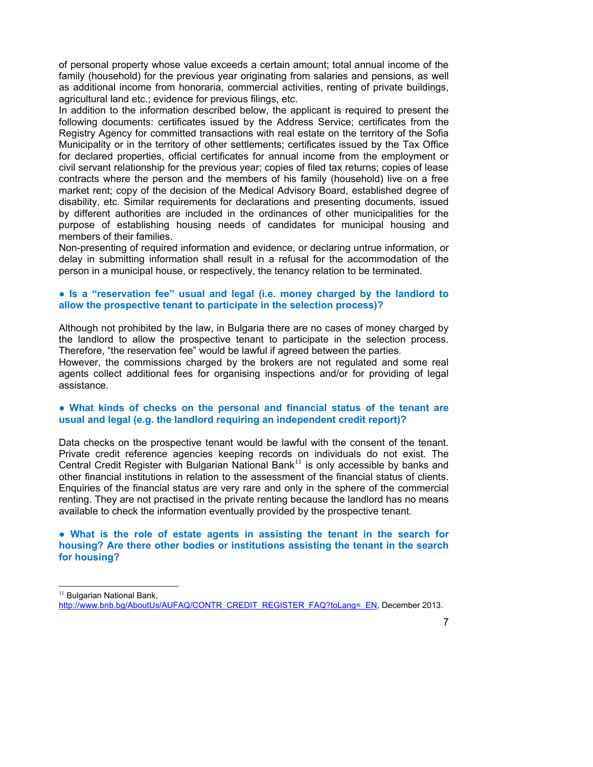of personal property whose value exceeds a certain amount; total annual income of the family (household) for the previous year originating from salaries and pensions, as well as additional income from honoraria, commercial activities, renting of private buildings, agricultural land etc.; evidence for previous filings, etc.

In addition to the information described below, the applicant is required to present the following documents: certificates issued by the Address Service; certificates from the Registry Agency for committed transactions with real estate on the territory of the Sofia Municipality or in the territory of other settlements; certificates issued by the Tax Office for declared properties, official certificates for annual income from the employment or civil servant relationship for the previous year; copies of filed tax returns; copies of lease contracts where the person and the members of his family (household) live on a free market rent; copy of the decision of the Medical Advisory Board, established degree of disability, etc. Similar requirements for declarations and presenting documents, issued by different authorities are included in the ordinances of other municipalities for the purpose of establishing housing needs of candidates for municipal housing and members of their families.

Non-presenting of required information and evidence, or declaring untrue information, or delay in submitting information shall result in a refusal for the accommodation of the person in a municipal house, or respectively, the tenancy relation to be terminated.

**● Is a "reservation fee" usual and legal (i.e. money charged by the landlord to allow the prospective tenant to participate in the selection process)?**

Although not prohibited by the law, in Bulgaria there are no cases of money charged by the landlord to allow the prospective tenant to participate in the selection process. Therefore, "the reservation fee" would be lawful if agreed between the parties.

However, the commissions charged by the brokers are not regulated and some real agents collect additional fees for organising inspections and/or for providing of legal assistance.

**● What kinds of checks on the personal and financial status of the tenant are usual and legal (e.g. the landlord requiring an independent credit report)?**

Data checks on the prospective tenant would be lawful with the consent of the tenant. Private credit reference agencies keeping records on individuals do not exist. The Central Credit Register with Bulgarian National Bank[11] is only accessible by banks and other financial institutions in relation to the assessment of the financial status of clients. Enquiries of the financial status are very rare and only in the sphere of the commercial renting. They are not practised in the private renting because the landlord has no means available to check the information eventually provided by the prospective tenant.

**● What is the role of estate agents in assisting the tenant in the search for housing? Are there other bodies or institutions assisting the tenant in the search for housing?**

---

[11] Bulgarian National Bank, http://www.bnb.bg/AboutUs/AUFAQ/CONTR_CREDIT_REGISTER_FAQ?toLang=_EN, December 2013.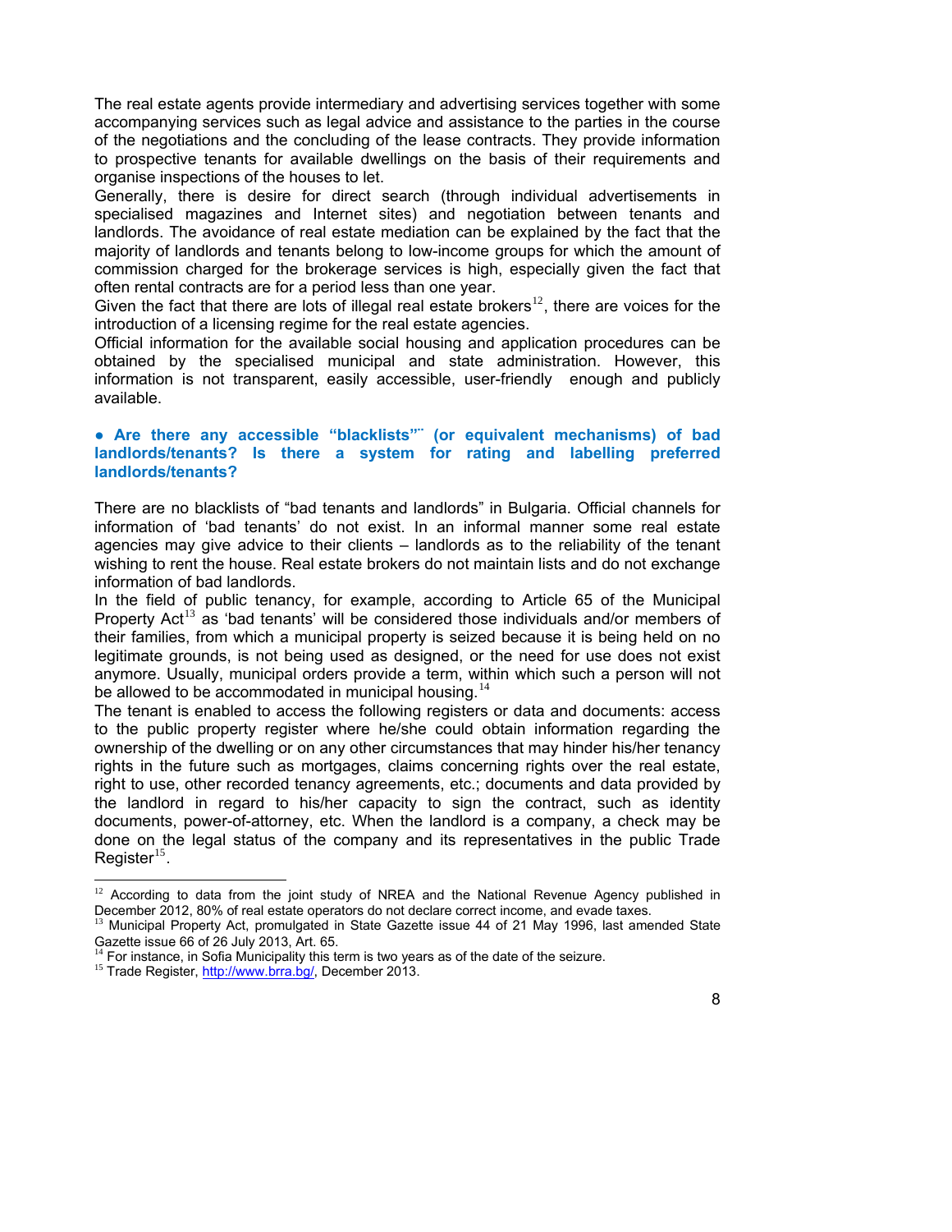The real estate agents provide intermediary and advertising services together with some accompanying services such as legal advice and assistance to the parties in the course of the negotiations and the concluding of the lease contracts. They provide information to prospective tenants for available dwellings on the basis of their requirements and organise inspections of the houses to let.

Generally, there is desire for direct search (through individual advertisements in specialised magazines and Internet sites) and negotiation between tenants and landlords. The avoidance of real estate mediation can be explained by the fact that the majority of landlords and tenants belong to low-income groups for which the amount of commission charged for the brokerage services is high, especially given the fact that often rental contracts are for a period less than one year.

Given the fact that there are lots of illegal real estate brokers[12], there are voices for the introduction of a licensing regime for the real estate agencies.

Official information for the available social housing and application procedures can be obtained by the specialised municipal and state administration. However, this information is not transparent, easily accessible, user-friendly enough and publicly available.

### ● Are there any accessible "blacklists" (or equivalent mechanisms) of bad landlords/tenants? Is there a system for rating and labelling preferred landlords/tenants?

There are no blacklists of "bad tenants and landlords" in Bulgaria. Official channels for information of 'bad tenants' do not exist. In an informal manner some real estate agencies may give advice to their clients – landlords as to the reliability of the tenant wishing to rent the house. Real estate brokers do not maintain lists and do not exchange information of bad landlords.

In the field of public tenancy, for example, according to Article 65 of the Municipal Property Act[13] as 'bad tenants' will be considered those individuals and/or members of their families, from which a municipal property is seized because it is being held on no legitimate grounds, is not being used as designed, or the need for use does not exist anymore. Usually, municipal orders provide a term, within which such a person will not be allowed to be accommodated in municipal housing.[14]

The tenant is enabled to access the following registers or data and documents: access to the public property register where he/she could obtain information regarding the ownership of the dwelling or on any other circumstances that may hinder his/her tenancy rights in the future such as mortgages, claims concerning rights over the real estate, right to use, other recorded tenancy agreements, etc.; documents and data provided by the landlord in regard to his/her capacity to sign the contract, such as identity documents, power-of-attorney, etc. When the landlord is a company, a check may be done on the legal status of the company and its representatives in the public Trade Register[15].

---

[12] According to data from the joint study of NREA and the National Revenue Agency published in December 2012, 80% of real estate operators do not declare correct income, and evade taxes.

[13] Municipal Property Act, promulgated in State Gazette issue 44 of 21 May 1996, last amended State Gazette issue 66 of 26 July 2013, Art. 65.

[14] For instance, in Sofia Municipality this term is two years as of the date of the seizure.

[15] Trade Register, http://www.brra.bg/, December 2013.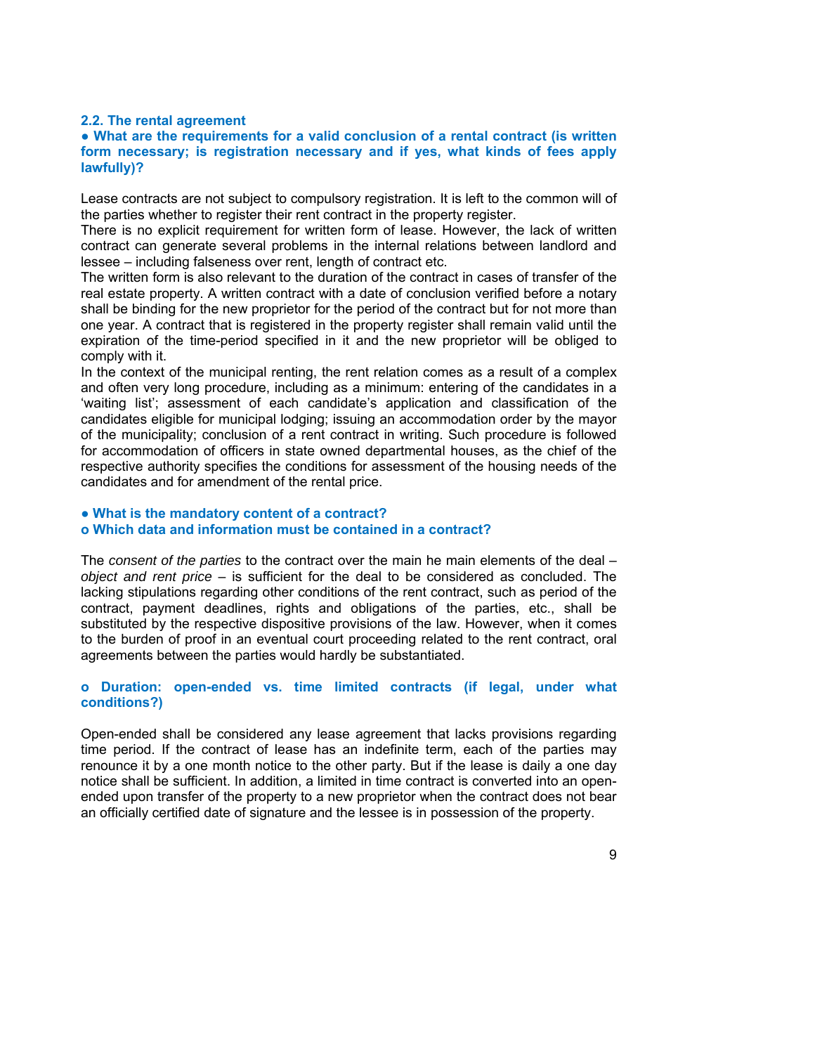### 2.2. The rental agreement

**● What are the requirements for a valid conclusion of a rental contract (is written form necessary; is registration necessary and if yes, what kinds of fees apply lawfully)?**

Lease contracts are not subject to compulsory registration. It is left to the common will of the parties whether to register their rent contract in the property register.

There is no explicit requirement for written form of lease. However, the lack of written contract can generate several problems in the internal relations between landlord and lessee – including falseness over rent, length of contract etc.

The written form is also relevant to the duration of the contract in cases of transfer of the real estate property. A written contract with a date of conclusion verified before a notary shall be binding for the new proprietor for the period of the contract but for not more than one year. A contract that is registered in the property register shall remain valid until the expiration of the time-period specified in it and the new proprietor will be obliged to comply with it.

In the context of the municipal renting, the rent relation comes as a result of a complex and often very long procedure, including as a minimum: entering of the candidates in a 'waiting list'; assessment of each candidate's application and classification of the candidates eligible for municipal lodging; issuing an accommodation order by the mayor of the municipality; conclusion of a rent contract in writing. Such procedure is followed for accommodation of officers in state owned departmental houses, as the chief of the respective authority specifies the conditions for assessment of the housing needs of the candidates and for amendment of the rental price.

**● What is the mandatory content of a contract?**

**o Which data and information must be contained in a contract?**

The *consent of the parties* to the contract over the main he main elements of the deal – *object and rent price* – is sufficient for the deal to be considered as concluded. The lacking stipulations regarding other conditions of the rent contract, such as period of the contract, payment deadlines, rights and obligations of the parties, etc., shall be substituted by the respective dispositive provisions of the law. However, when it comes to the burden of proof in an eventual court proceeding related to the rent contract, oral agreements between the parties would hardly be substantiated.

**o Duration: open-ended vs. time limited contracts (if legal, under what conditions?)**

Open-ended shall be considered any lease agreement that lacks provisions regarding time period. If the contract of lease has an indefinite term, each of the parties may renounce it by a one month notice to the other party. But if the lease is daily a one day notice shall be sufficient. In addition, a limited in time contract is converted into an open-ended upon transfer of the property to a new proprietor when the contract does not bear an officially certified date of signature and the lessee is in possession of the property.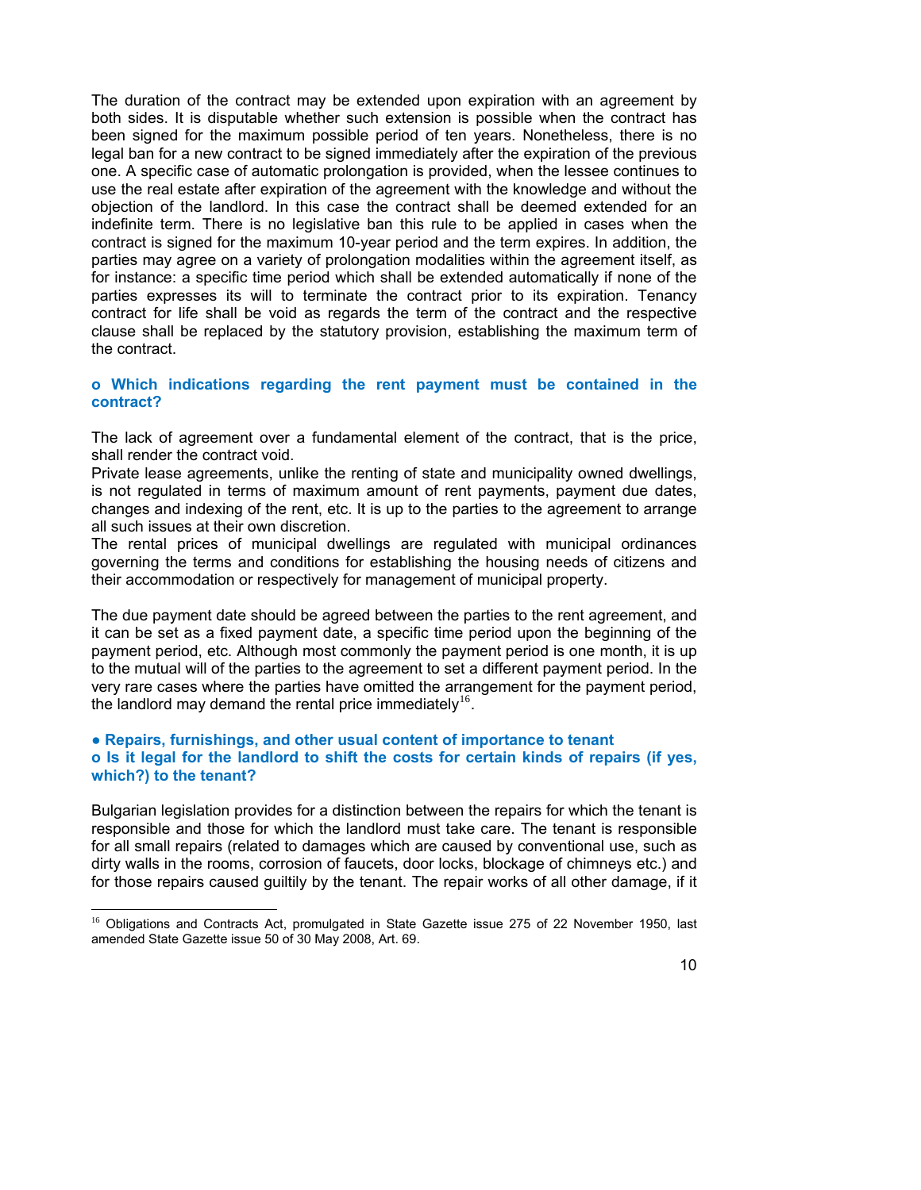The duration of the contract may be extended upon expiration with an agreement by both sides. It is disputable whether such extension is possible when the contract has been signed for the maximum possible period of ten years. Nonetheless, there is no legal ban for a new contract to be signed immediately after the expiration of the previous one. A specific case of automatic prolongation is provided, when the lessee continues to use the real estate after expiration of the agreement with the knowledge and without the objection of the landlord. In this case the contract shall be deemed extended for an indefinite term. There is no legislative ban this rule to be applied in cases when the contract is signed for the maximum 10-year period and the term expires. In addition, the parties may agree on a variety of prolongation modalities within the agreement itself, as for instance: a specific time period which shall be extended automatically if none of the parties expresses its will to terminate the contract prior to its expiration. Tenancy contract for life shall be void as regards the term of the contract and the respective clause shall be replaced by the statutory provision, establishing the maximum term of the contract.

**o Which indications regarding the rent payment must be contained in the contract?**

The lack of agreement over a fundamental element of the contract, that is the price, shall render the contract void.
Private lease agreements, unlike the renting of state and municipality owned dwellings, is not regulated in terms of maximum amount of rent payments, payment due dates, changes and indexing of the rent, etc. It is up to the parties to the agreement to arrange all such issues at their own discretion.
The rental prices of municipal dwellings are regulated with municipal ordinances governing the terms and conditions for establishing the housing needs of citizens and their accommodation or respectively for management of municipal property.

The due payment date should be agreed between the parties to the rent agreement, and it can be set as a fixed payment date, a specific time period upon the beginning of the payment period, etc. Although most commonly the payment period is one month, it is up to the mutual will of the parties to the agreement to set a different payment period. In the very rare cases where the parties have omitted the arrangement for the payment period, the landlord may demand the rental price immediately[16].

**● Repairs, furnishings, and other usual content of importance to tenant**

**o Is it legal for the landlord to shift the costs for certain kinds of repairs (if yes, which?) to the tenant?**

Bulgarian legislation provides for a distinction between the repairs for which the tenant is responsible and those for which the landlord must take care. The tenant is responsible for all small repairs (related to damages which are caused by conventional use, such as dirty walls in the rooms, corrosion of faucets, door locks, blockage of chimneys etc.) and for those repairs caused guiltily by the tenant. The repair works of all other damage, if it

[16] Obligations and Contracts Act, promulgated in State Gazette issue 275 of 22 November 1950, last amended State Gazette issue 50 of 30 May 2008, Art. 69.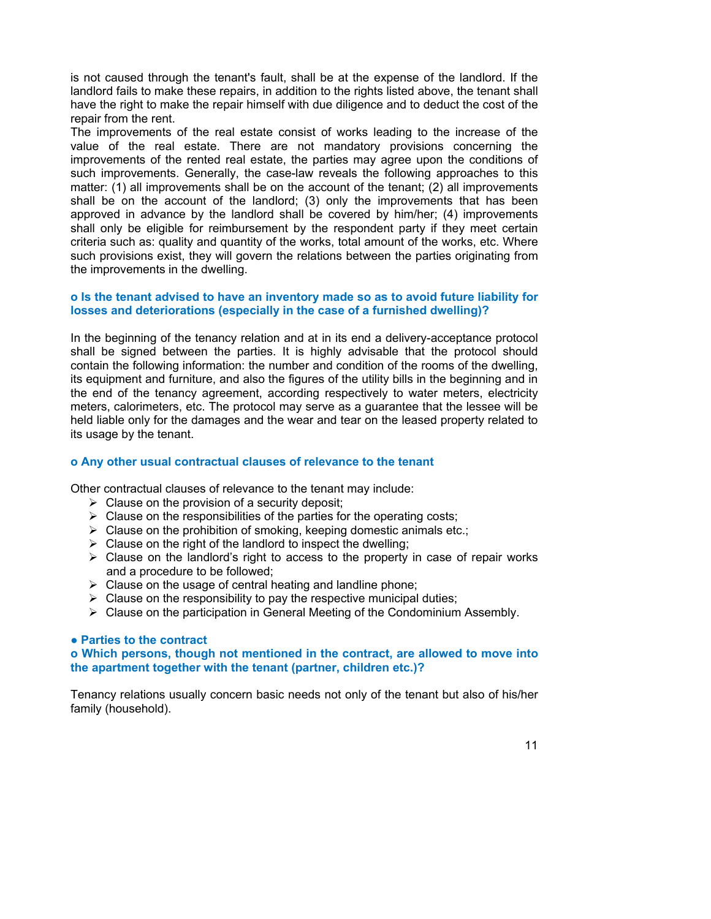is not caused through the tenant's fault, shall be at the expense of the landlord. If the landlord fails to make these repairs, in addition to the rights listed above, the tenant shall have the right to make the repair himself with due diligence and to deduct the cost of the repair from the rent.
The improvements of the real estate consist of works leading to the increase of the value of the real estate. There are not mandatory provisions concerning the improvements of the rented real estate, the parties may agree upon the conditions of such improvements. Generally, the case-law reveals the following approaches to this matter: (1) all improvements shall be on the account of the tenant; (2) all improvements shall be on the account of the landlord; (3) only the improvements that has been approved in advance by the landlord shall be covered by him/her; (4) improvements shall only be eligible for reimbursement by the respondent party if they meet certain criteria such as: quality and quantity of the works, total amount of the works, etc. Where such provisions exist, they will govern the relations between the parties originating from the improvements in the dwelling.

**o Is the tenant advised to have an inventory made so as to avoid future liability for losses and deteriorations (especially in the case of a furnished dwelling)?**

In the beginning of the tenancy relation and at in its end a delivery-acceptance protocol shall be signed between the parties. It is highly advisable that the protocol should contain the following information: the number and condition of the rooms of the dwelling, its equipment and furniture, and also the figures of the utility bills in the beginning and in the end of the tenancy agreement, according respectively to water meters, electricity meters, calorimeters, etc. The protocol may serve as a guarantee that the lessee will be held liable only for the damages and the wear and tear on the leased property related to its usage by the tenant.

**o Any other usual contractual clauses of relevance to the tenant**

Other contractual clauses of relevance to the tenant may include:

- Clause on the provision of a security deposit;
- Clause on the responsibilities of the parties for the operating costs;
- Clause on the prohibition of smoking, keeping domestic animals etc.;
- Clause on the right of the landlord to inspect the dwelling;
- Clause on the landlord's right to access to the property in case of repair works and a procedure to be followed;
- Clause on the usage of central heating and landline phone;
- Clause on the responsibility to pay the respective municipal duties;
- Clause on the participation in General Meeting of the Condominium Assembly.

**● Parties to the contract**

**o Which persons, though not mentioned in the contract, are allowed to move into the apartment together with the tenant (partner, children etc.)?**

Tenancy relations usually concern basic needs not only of the tenant but also of his/her family (household).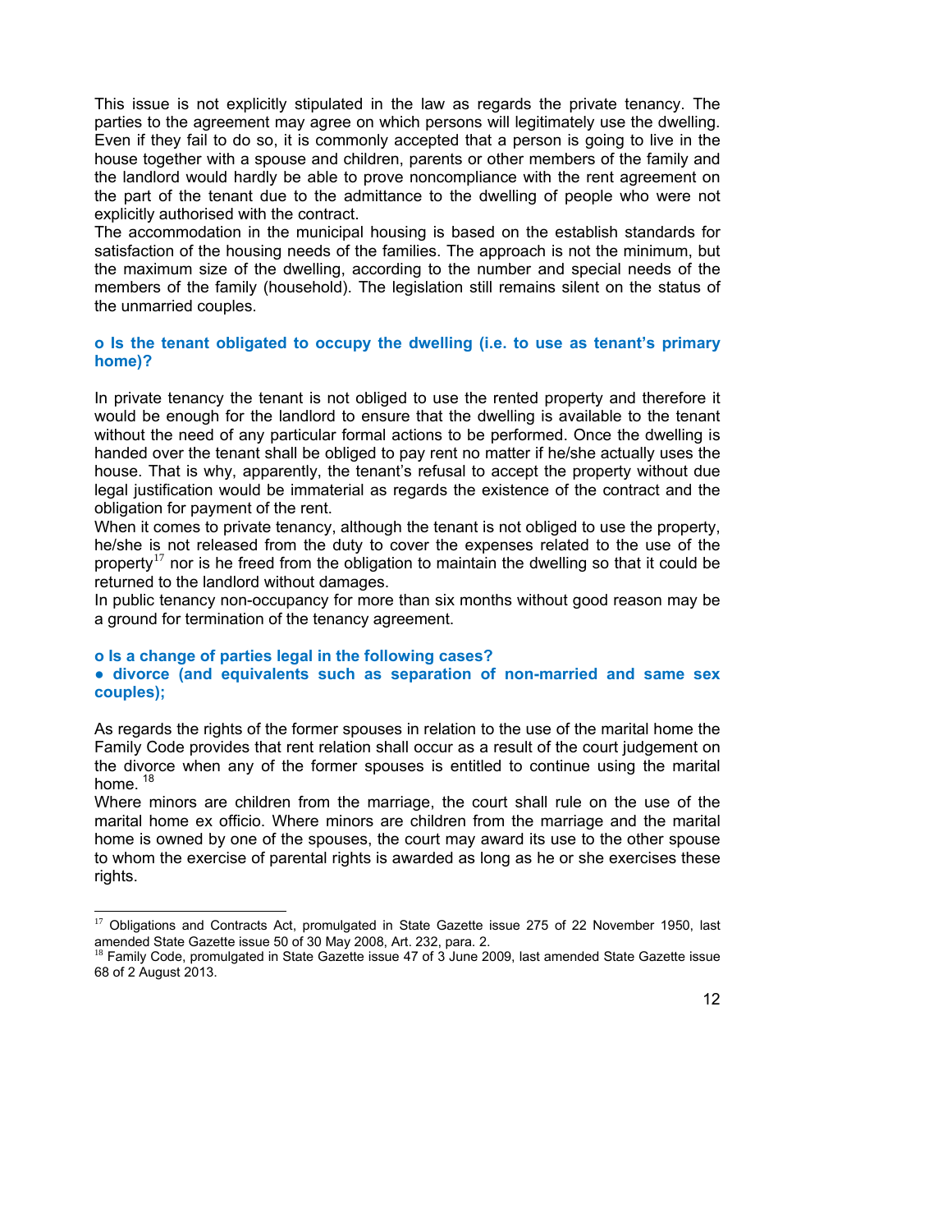This issue is not explicitly stipulated in the law as regards the private tenancy. The parties to the agreement may agree on which persons will legitimately use the dwelling. Even if they fail to do so, it is commonly accepted that a person is going to live in the house together with a spouse and children, parents or other members of the family and the landlord would hardly be able to prove noncompliance with the rent agreement on the part of the tenant due to the admittance to the dwelling of people who were not explicitly authorised with the contract.

The accommodation in the municipal housing is based on the establish standards for satisfaction of the housing needs of the families. The approach is not the minimum, but the maximum size of the dwelling, according to the number and special needs of the members of the family (household). The legislation still remains silent on the status of the unmarried couples.

**o Is the tenant obligated to occupy the dwelling (i.e. to use as tenant's primary home)?**

In private tenancy the tenant is not obliged to use the rented property and therefore it would be enough for the landlord to ensure that the dwelling is available to the tenant without the need of any particular formal actions to be performed. Once the dwelling is handed over the tenant shall be obliged to pay rent no matter if he/she actually uses the house. That is why, apparently, the tenant's refusal to accept the property without due legal justification would be immaterial as regards the existence of the contract and the obligation for payment of the rent.

When it comes to private tenancy, although the tenant is not obliged to use the property, he/she is not released from the duty to cover the expenses related to the use of the property[17] nor is he freed from the obligation to maintain the dwelling so that it could be returned to the landlord without damages.

In public tenancy non-occupancy for more than six months without good reason may be a ground for termination of the tenancy agreement.

**o Is a change of parties legal in the following cases?**

**● divorce (and equivalents such as separation of non-married and same sex couples);**

As regards the rights of the former spouses in relation to the use of the marital home the Family Code provides that rent relation shall occur as a result of the court judgement on the divorce when any of the former spouses is entitled to continue using the marital home. [18]

Where minors are children from the marriage, the court shall rule on the use of the marital home ex officio. Where minors are children from the marriage and the marital home is owned by one of the spouses, the court may award its use to the other spouse to whom the exercise of parental rights is awarded as long as he or she exercises these rights.

---

[17] Obligations and Contracts Act, promulgated in State Gazette issue 275 of 22 November 1950, last amended State Gazette issue 50 of 30 May 2008, Art. 232, para. 2.

[18] Family Code, promulgated in State Gazette issue 47 of 3 June 2009, last amended State Gazette issue 68 of 2 August 2013.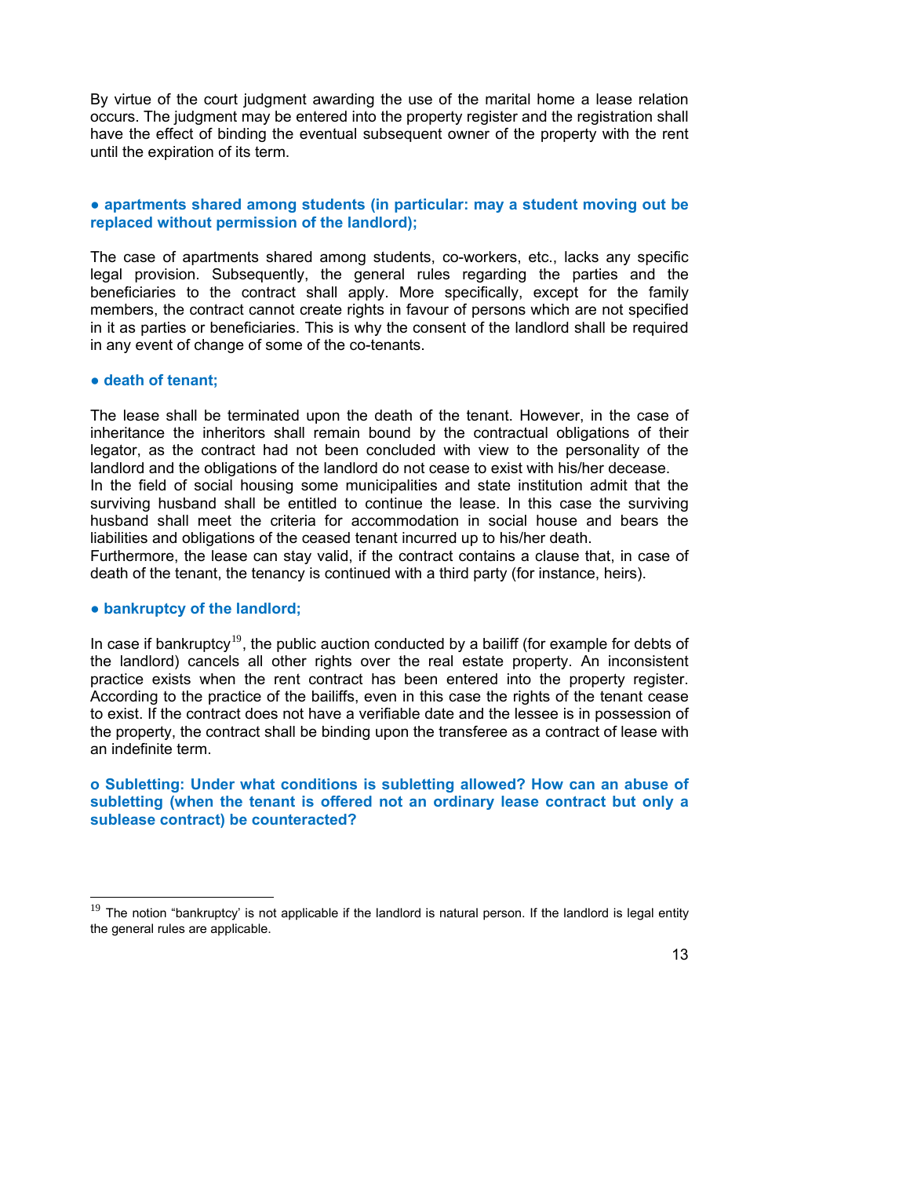By virtue of the court judgment awarding the use of the marital home a lease relation occurs. The judgment may be entered into the property register and the registration shall have the effect of binding the eventual subsequent owner of the property with the rent until the expiration of its term.

**● apartments shared among students (in particular: may a student moving out be replaced without permission of the landlord);**

The case of apartments shared among students, co-workers, etc., lacks any specific legal provision. Subsequently, the general rules regarding the parties and the beneficiaries to the contract shall apply. More specifically, except for the family members, the contract cannot create rights in favour of persons which are not specified in it as parties or beneficiaries. This is why the consent of the landlord shall be required in any event of change of some of the co-tenants.

**● death of tenant;**

The lease shall be terminated upon the death of the tenant. However, in the case of inheritance the inheritors shall remain bound by the contractual obligations of their legator, as the contract had not been concluded with view to the personality of the landlord and the obligations of the landlord do not cease to exist with his/her decease.
In the field of social housing some municipalities and state institution admit that the surviving husband shall be entitled to continue the lease. In this case the surviving husband shall meet the criteria for accommodation in social house and bears the liabilities and obligations of the ceased tenant incurred up to his/her death.
Furthermore, the lease can stay valid, if the contract contains a clause that, in case of death of the tenant, the tenancy is continued with a third party (for instance, heirs).

**● bankruptcy of the landlord;**

In case if bankruptcy[19], the public auction conducted by a bailiff (for example for debts of the landlord) cancels all other rights over the real estate property. An inconsistent practice exists when the rent contract has been entered into the property register. According to the practice of the bailiffs, even in this case the rights of the tenant cease to exist. If the contract does not have a verifiable date and the lessee is in possession of the property, the contract shall be binding upon the transferee as a contract of lease with an indefinite term.

**o Subletting: Under what conditions is subletting allowed? How can an abuse of subletting (when the tenant is offered not an ordinary lease contract but only a sublease contract) be counteracted?**

[19] The notion "bankruptcy' is not applicable if the landlord is natural person. If the landlord is legal entity the general rules are applicable.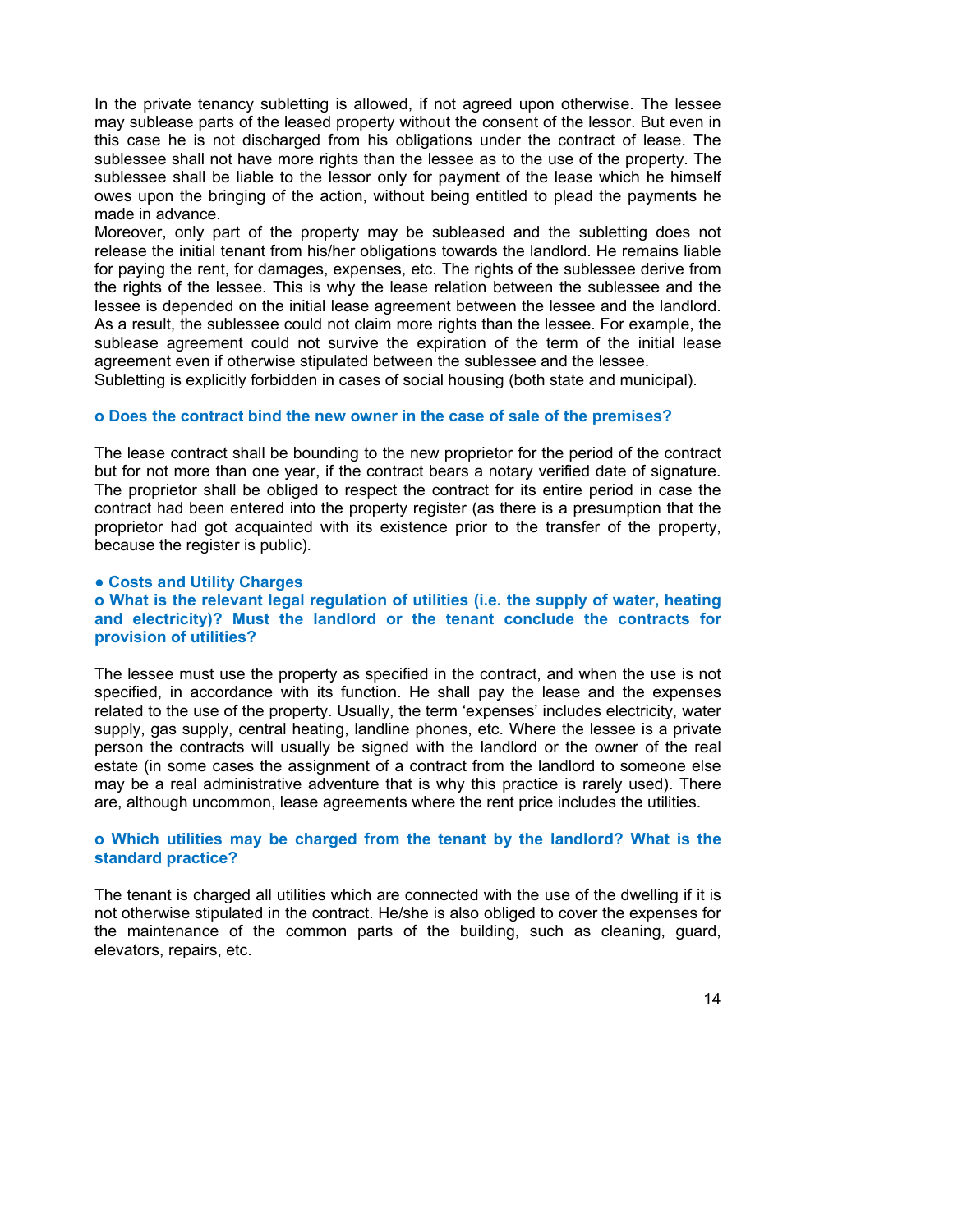In the private tenancy subletting is allowed, if not agreed upon otherwise. The lessee may sublease parts of the leased property without the consent of the lessor. But even in this case he is not discharged from his obligations under the contract of lease. The sublessee shall not have more rights than the lessee as to the use of the property. The sublessee shall be liable to the lessor only for payment of the lease which he himself owes upon the bringing of the action, without being entitled to plead the payments he made in advance.
Moreover, only part of the property may be subleased and the subletting does not release the initial tenant from his/her obligations towards the landlord. He remains liable for paying the rent, for damages, expenses, etc. The rights of the sublessee derive from the rights of the lessee. This is why the lease relation between the sublessee and the lessee is depended on the initial lease agreement between the lessee and the landlord. As a result, the sublessee could not claim more rights than the lessee. For example, the sublease agreement could not survive the expiration of the term of the initial lease agreement even if otherwise stipulated between the sublessee and the lessee.
Subletting is explicitly forbidden in cases of social housing (both state and municipal).

### o Does the contract bind the new owner in the case of sale of the premises?

The lease contract shall be bounding to the new proprietor for the period of the contract but for not more than one year, if the contract bears a notary verified date of signature. The proprietor shall be obliged to respect the contract for its entire period in case the contract had been entered into the property register (as there is a presumption that the proprietor had got acquainted with its existence prior to the transfer of the property, because the register is public).

## ● Costs and Utility Charges

### o What is the relevant legal regulation of utilities (i.e. the supply of water, heating and electricity)? Must the landlord or the tenant conclude the contracts for provision of utilities?

The lessee must use the property as specified in the contract, and when the use is not specified, in accordance with its function. He shall pay the lease and the expenses related to the use of the property. Usually, the term 'expenses' includes electricity, water supply, gas supply, central heating, landline phones, etc. Where the lessee is a private person the contracts will usually be signed with the landlord or the owner of the real estate (in some cases the assignment of a contract from the landlord to someone else may be a real administrative adventure that is why this practice is rarely used). There are, although uncommon, lease agreements where the rent price includes the utilities.

### o Which utilities may be charged from the tenant by the landlord? What is the standard practice?

The tenant is charged all utilities which are connected with the use of the dwelling if it is not otherwise stipulated in the contract. He/she is also obliged to cover the expenses for the maintenance of the common parts of the building, such as cleaning, guard, elevators, repairs, etc.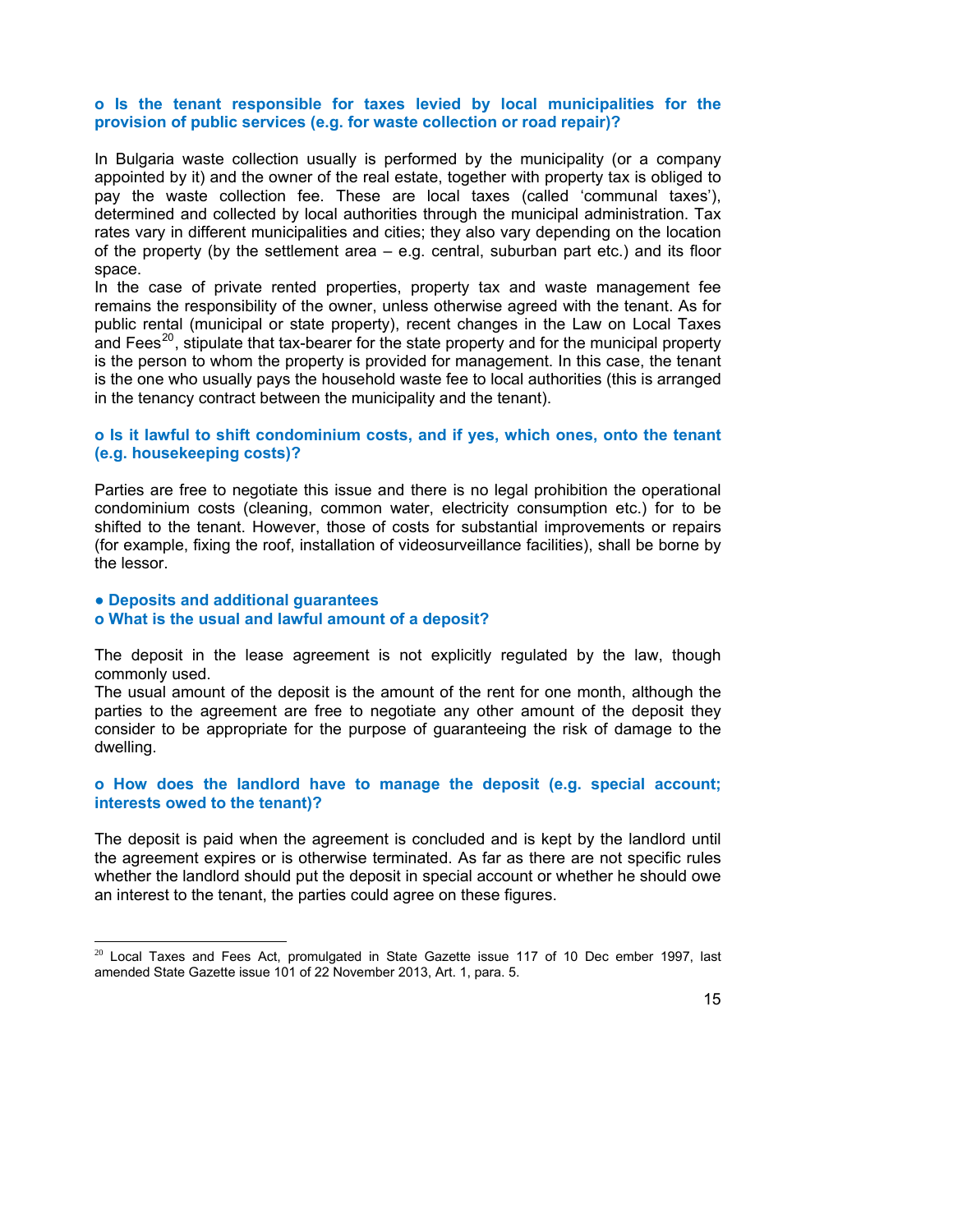**o Is the tenant responsible for taxes levied by local municipalities for the provision of public services (e.g. for waste collection or road repair)?**

In Bulgaria waste collection usually is performed by the municipality (or a company appointed by it) and the owner of the real estate, together with property tax is obliged to pay the waste collection fee. These are local taxes (called 'communal taxes'), determined and collected by local authorities through the municipal administration. Tax rates vary in different municipalities and cities; they also vary depending on the location of the property (by the settlement area – e.g. central, suburban part etc.) and its floor space.

In the case of private rented properties, property tax and waste management fee remains the responsibility of the owner, unless otherwise agreed with the tenant. As for public rental (municipal or state property), recent changes in the Law on Local Taxes and Fees[20], stipulate that tax-bearer for the state property and for the municipal property is the person to whom the property is provided for management. In this case, the tenant is the one who usually pays the household waste fee to local authorities (this is arranged in the tenancy contract between the municipality and the tenant).

**o Is it lawful to shift condominium costs, and if yes, which ones, onto the tenant (e.g. housekeeping costs)?**

Parties are free to negotiate this issue and there is no legal prohibition the operational condominium costs (cleaning, common water, electricity consumption etc.) for to be shifted to the tenant. However, those of costs for substantial improvements or repairs (for example, fixing the roof, installation of videosurveillance facilities), shall be borne by the lessor.

**● Deposits and additional guarantees**

**o What is the usual and lawful amount of a deposit?**

The deposit in the lease agreement is not explicitly regulated by the law, though commonly used.

The usual amount of the deposit is the amount of the rent for one month, although the parties to the agreement are free to negotiate any other amount of the deposit they consider to be appropriate for the purpose of guaranteeing the risk of damage to the dwelling.

**o How does the landlord have to manage the deposit (e.g. special account; interests owed to the tenant)?**

The deposit is paid when the agreement is concluded and is kept by the landlord until the agreement expires or is otherwise terminated. As far as there are not specific rules whether the landlord should put the deposit in special account or whether he should owe an interest to the tenant, the parties could agree on these figures.

---

[20] Local Taxes and Fees Act, promulgated in State Gazette issue 117 of 10 Dec ember 1997, last amended State Gazette issue 101 of 22 November 2013, Art. 1, para. 5.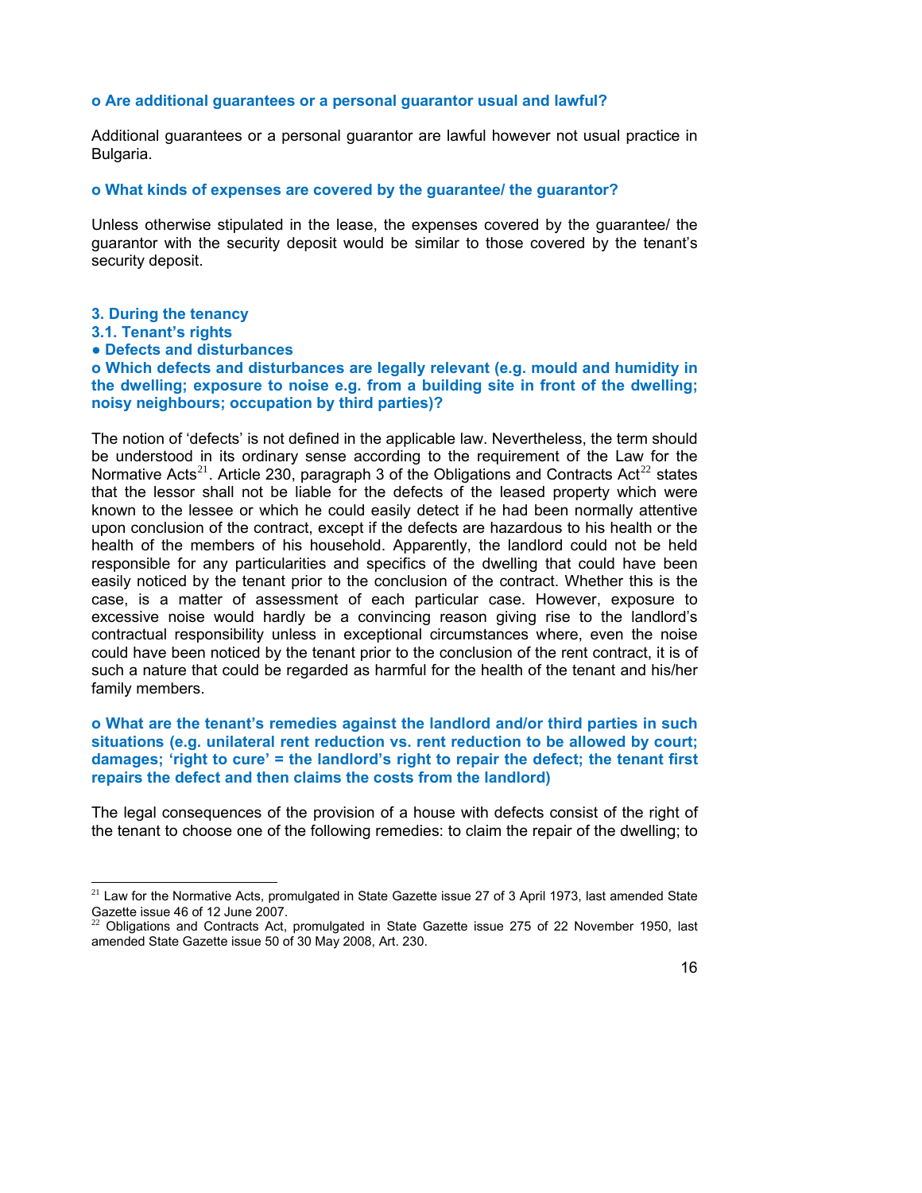**o Are additional guarantees or a personal guarantor usual and lawful?**

Additional guarantees or a personal guarantor are lawful however not usual practice in Bulgaria.

**o What kinds of expenses are covered by the guarantee/ the guarantor?**

Unless otherwise stipulated in the lease, the expenses covered by the guarantee/ the guarantor with the security deposit would be similar to those covered by the tenant's security deposit.

## 3. During the tenancy

### 3.1. Tenant's rights

**● Defects and disturbances**

**o Which defects and disturbances are legally relevant (e.g. mould and humidity in the dwelling; exposure to noise e.g. from a building site in front of the dwelling; noisy neighbours; occupation by third parties)?**

The notion of 'defects' is not defined in the applicable law. Nevertheless, the term should be understood in its ordinary sense according to the requirement of the Law for the Normative Acts[21]. Article 230, paragraph 3 of the Obligations and Contracts Act[22] states that the lessor shall not be liable for the defects of the leased property which were known to the lessee or which he could easily detect if he had been normally attentive upon conclusion of the contract, except if the defects are hazardous to his health or the health of the members of his household. Apparently, the landlord could not be held responsible for any particularities and specifics of the dwelling that could have been easily noticed by the tenant prior to the conclusion of the contract. Whether this is the case, is a matter of assessment of each particular case. However, exposure to excessive noise would hardly be a convincing reason giving rise to the landlord's contractual responsibility unless in exceptional circumstances where, even the noise could have been noticed by the tenant prior to the conclusion of the rent contract, it is of such a nature that could be regarded as harmful for the health of the tenant and his/her family members.

**o What are the tenant's remedies against the landlord and/or third parties in such situations (e.g. unilateral rent reduction vs. rent reduction to be allowed by court; damages; 'right to cure' = the landlord's right to repair the defect; the tenant first repairs the defect and then claims the costs from the landlord)**

The legal consequences of the provision of a house with defects consist of the right of the tenant to choose one of the following remedies: to claim the repair of the dwelling; to

---

[21] Law for the Normative Acts, promulgated in State Gazette issue 27 of 3 April 1973, last amended State Gazette issue 46 of 12 June 2007.

[22] Obligations and Contracts Act, promulgated in State Gazette issue 275 of 22 November 1950, last amended State Gazette issue 50 of 30 May 2008, Art. 230.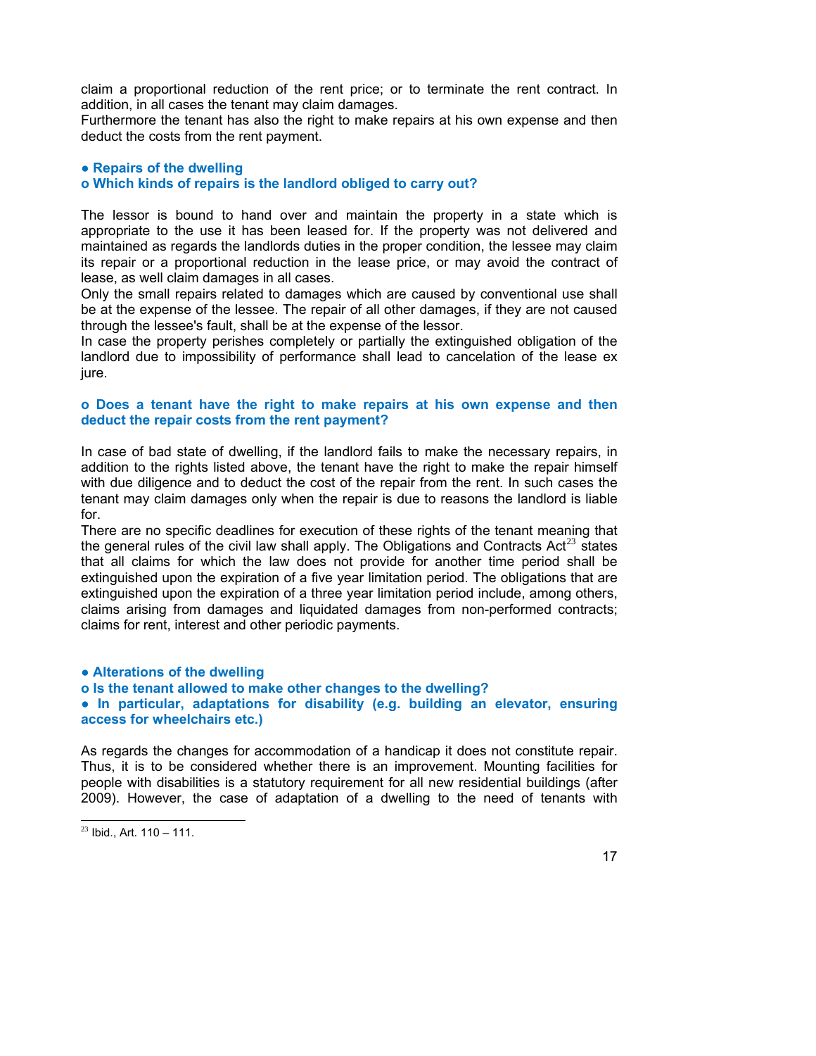claim a proportional reduction of the rent price; or to terminate the rent contract. In addition, in all cases the tenant may claim damages.
Furthermore the tenant has also the right to make repairs at his own expense and then deduct the costs from the rent payment.

## ● Repairs of the dwelling

### o Which kinds of repairs is the landlord obliged to carry out?

The lessor is bound to hand over and maintain the property in a state which is appropriate to the use it has been leased for. If the property was not delivered and maintained as regards the landlords duties in the proper condition, the lessee may claim its repair or a proportional reduction in the lease price, or may avoid the contract of lease, as well claim damages in all cases.
Only the small repairs related to damages which are caused by conventional use shall be at the expense of the lessee. The repair of all other damages, if they are not caused through the lessee's fault, shall be at the expense of the lessor.
In case the property perishes completely or partially the extinguished obligation of the landlord due to impossibility of performance shall lead to cancelation of the lease ex jure.

### o Does a tenant have the right to make repairs at his own expense and then deduct the repair costs from the rent payment?

In case of bad state of dwelling, if the landlord fails to make the necessary repairs, in addition to the rights listed above, the tenant have the right to make the repair himself with due diligence and to deduct the cost of the repair from the rent. In such cases the tenant may claim damages only when the repair is due to reasons the landlord is liable for.
There are no specific deadlines for execution of these rights of the tenant meaning that the general rules of the civil law shall apply. The Obligations and Contracts Act[23] states that all claims for which the law does not provide for another time period shall be extinguished upon the expiration of a five year limitation period. The obligations that are extinguished upon the expiration of a three year limitation period include, among others, claims arising from damages and liquidated damages from non-performed contracts; claims for rent, interest and other periodic payments.

## ● Alterations of the dwelling

### o Is the tenant allowed to make other changes to the dwelling?

### ● In particular, adaptations for disability (e.g. building an elevator, ensuring access for wheelchairs etc.)

As regards the changes for accommodation of a handicap it does not constitute repair. Thus, it is to be considered whether there is an improvement. Mounting facilities for people with disabilities is a statutory requirement for all new residential buildings (after 2009). However, the case of adaptation of a dwelling to the need of tenants with

---

[23] Ibid., Art. 110 – 111.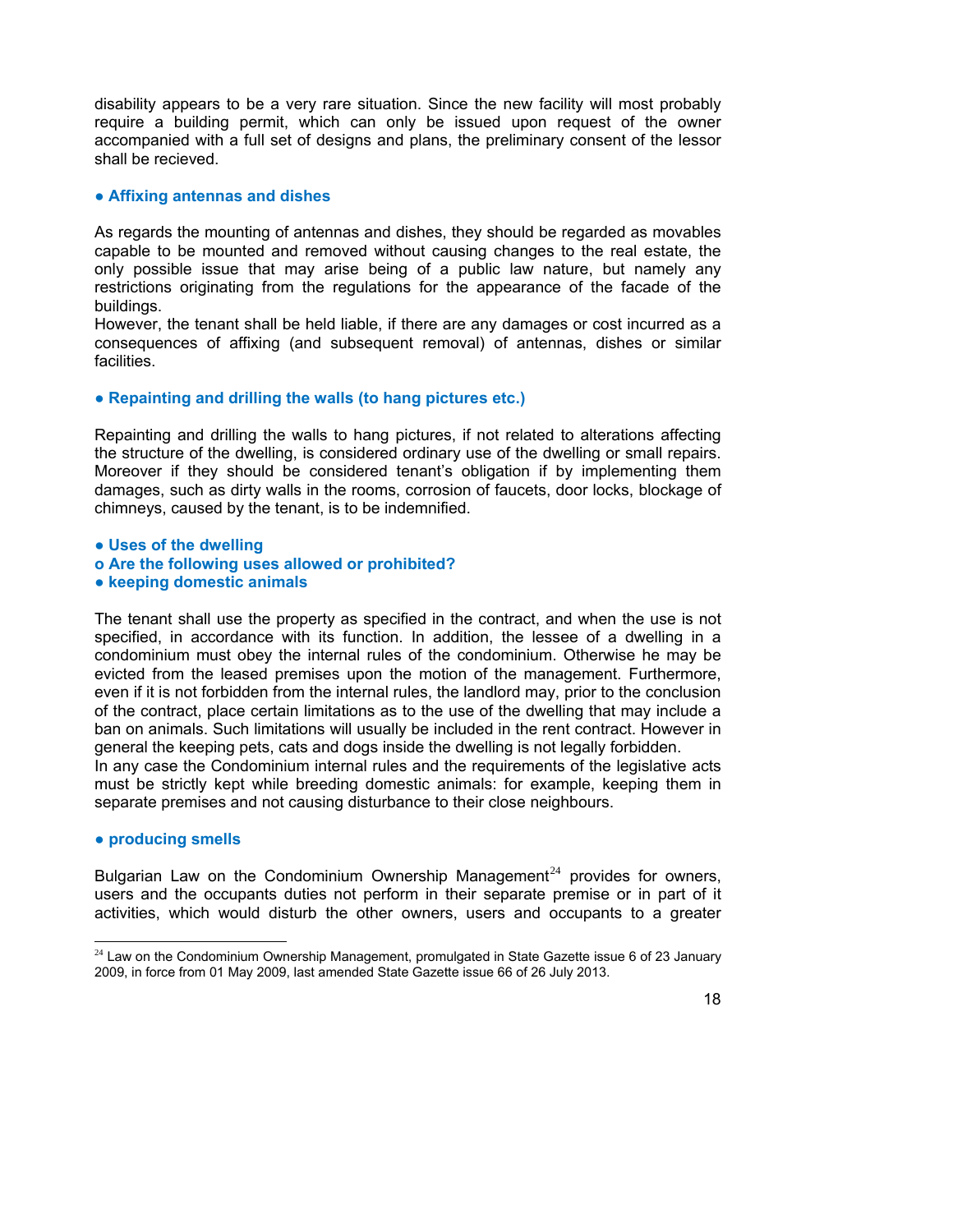disability appears to be a very rare situation. Since the new facility will most probably require a building permit, which can only be issued upon request of the owner accompanied with a full set of designs and plans, the preliminary consent of the lessor shall be recieved.

**● Affixing antennas and dishes**

As regards the mounting of antennas and dishes, they should be regarded as movables capable to be mounted and removed without causing changes to the real estate, the only possible issue that may arise being of a public law nature, but namely any restrictions originating from the regulations for the appearance of the facade of the buildings.

However, the tenant shall be held liable, if there are any damages or cost incurred as a consequences of affixing (and subsequent removal) of antennas, dishes or similar facilities.

**● Repainting and drilling the walls (to hang pictures etc.)**

Repainting and drilling the walls to hang pictures, if not related to alterations affecting the structure of the dwelling, is considered ordinary use of the dwelling or small repairs. Moreover if they should be considered tenant's obligation if by implementing them damages, such as dirty walls in the rooms, corrosion of faucets, door locks, blockage of chimneys, caused by the tenant, is to be indemnified.

**● Uses of the dwelling**

**o Are the following uses allowed or prohibited?**

**● keeping domestic animals**

The tenant shall use the property as specified in the contract, and when the use is not specified, in accordance with its function. In addition, the lessee of a dwelling in a condominium must obey the internal rules of the condominium. Otherwise he may be evicted from the leased premises upon the motion of the management. Furthermore, even if it is not forbidden from the internal rules, the landlord may, prior to the conclusion of the contract, place certain limitations as to the use of the dwelling that may include a ban on animals. Such limitations will usually be included in the rent contract. However in general the keeping pets, cats and dogs inside the dwelling is not legally forbidden.

In any case the Condominium internal rules and the requirements of the legislative acts must be strictly kept while breeding domestic animals: for example, keeping them in separate premises and not causing disturbance to their close neighbours.

**● producing smells**

Bulgarian Law on the Condominium Ownership Management[24] provides for owners, users and the occupants duties not perform in their separate premise or in part of it activities, which would disturb the other owners, users and occupants to a greater

---

[24] Law on the Condominium Ownership Management, promulgated in State Gazette issue 6 of 23 January 2009, in force from 01 May 2009, last amended State Gazette issue 66 of 26 July 2013.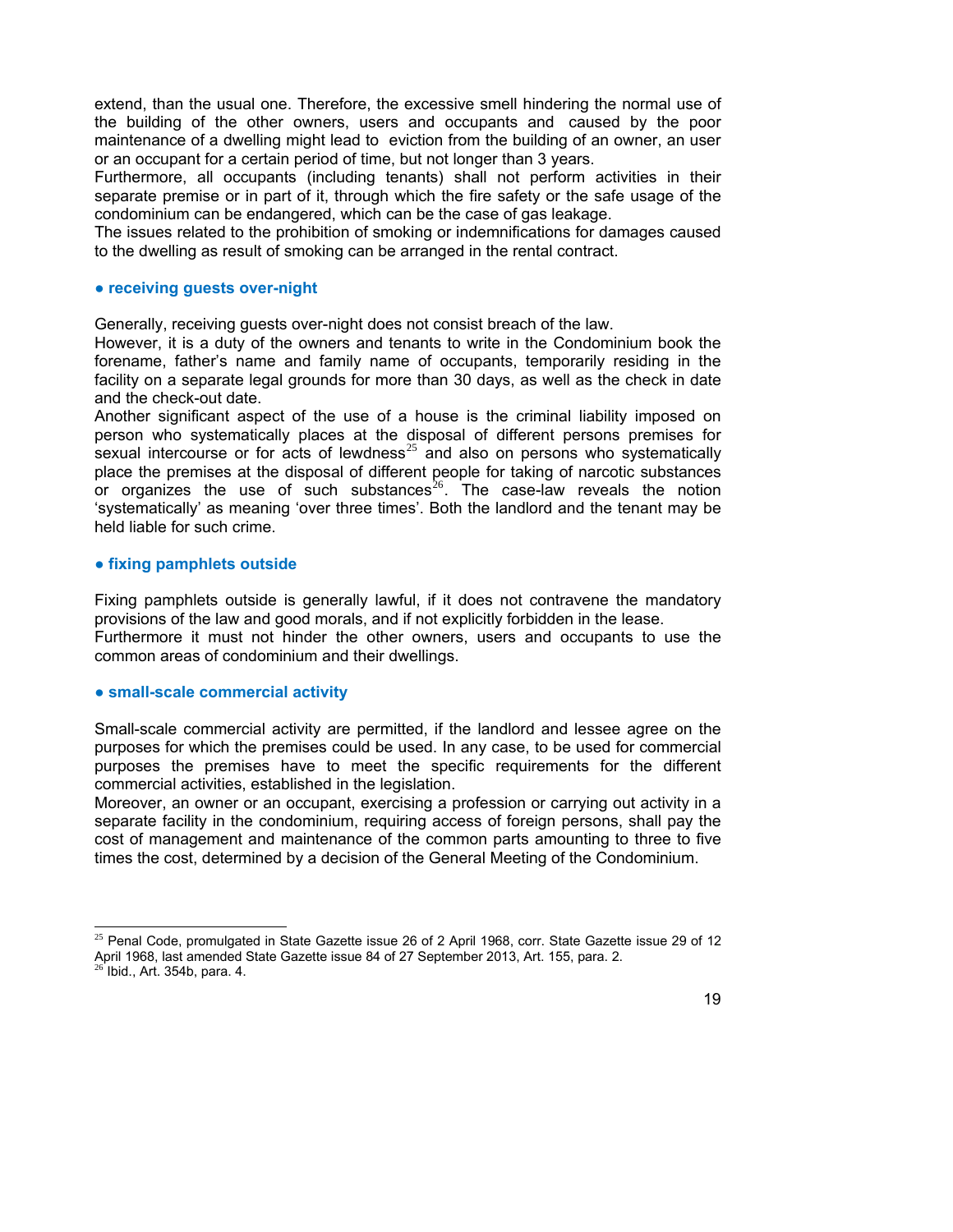extend, than the usual one. Therefore, the excessive smell hindering the normal use of the building of the other owners, users and occupants and caused by the poor maintenance of a dwelling might lead to eviction from the building of an owner, an user or an occupant for a certain period of time, but not longer than 3 years.
Furthermore, all occupants (including tenants) shall not perform activities in their separate premise or in part of it, through which the fire safety or the safe usage of the condominium can be endangered, which can be the case of gas leakage.
The issues related to the prohibition of smoking or indemnifications for damages caused to the dwelling as result of smoking can be arranged in the rental contract.

**● receiving guests over-night**

Generally, receiving guests over-night does not consist breach of the law.
However, it is a duty of the owners and tenants to write in the Condominium book the forename, father's name and family name of occupants, temporarily residing in the facility on a separate legal grounds for more than 30 days, as well as the check in date and the check-out date.
Another significant aspect of the use of a house is the criminal liability imposed on person who systematically places at the disposal of different persons premises for sexual intercourse or for acts of lewdness[25] and also on persons who systematically place the premises at the disposal of different people for taking of narcotic substances or organizes the use of such substances[26]. The case-law reveals the notion 'systematically' as meaning 'over three times'. Both the landlord and the tenant may be held liable for such crime.

**● fixing pamphlets outside**

Fixing pamphlets outside is generally lawful, if it does not contravene the mandatory provisions of the law and good morals, and if not explicitly forbidden in the lease.
Furthermore it must not hinder the other owners, users and occupants to use the common areas of condominium and their dwellings.

**● small-scale commercial activity**

Small-scale commercial activity are permitted, if the landlord and lessee agree on the purposes for which the premises could be used. In any case, to be used for commercial purposes the premises have to meet the specific requirements for the different commercial activities, established in the legislation.
Moreover, an owner or an occupant, exercising a profession or carrying out activity in a separate facility in the condominium, requiring access of foreign persons, shall pay the cost of management and maintenance of the common parts amounting to three to five times the cost, determined by a decision of the General Meeting of the Condominium.

---

[25] Penal Code, promulgated in State Gazette issue 26 of 2 April 1968, corr. State Gazette issue 29 of 12 April 1968, last amended State Gazette issue 84 of 27 September 2013, Art. 155, para. 2.
[26] Ibid., Art. 354b, para. 4.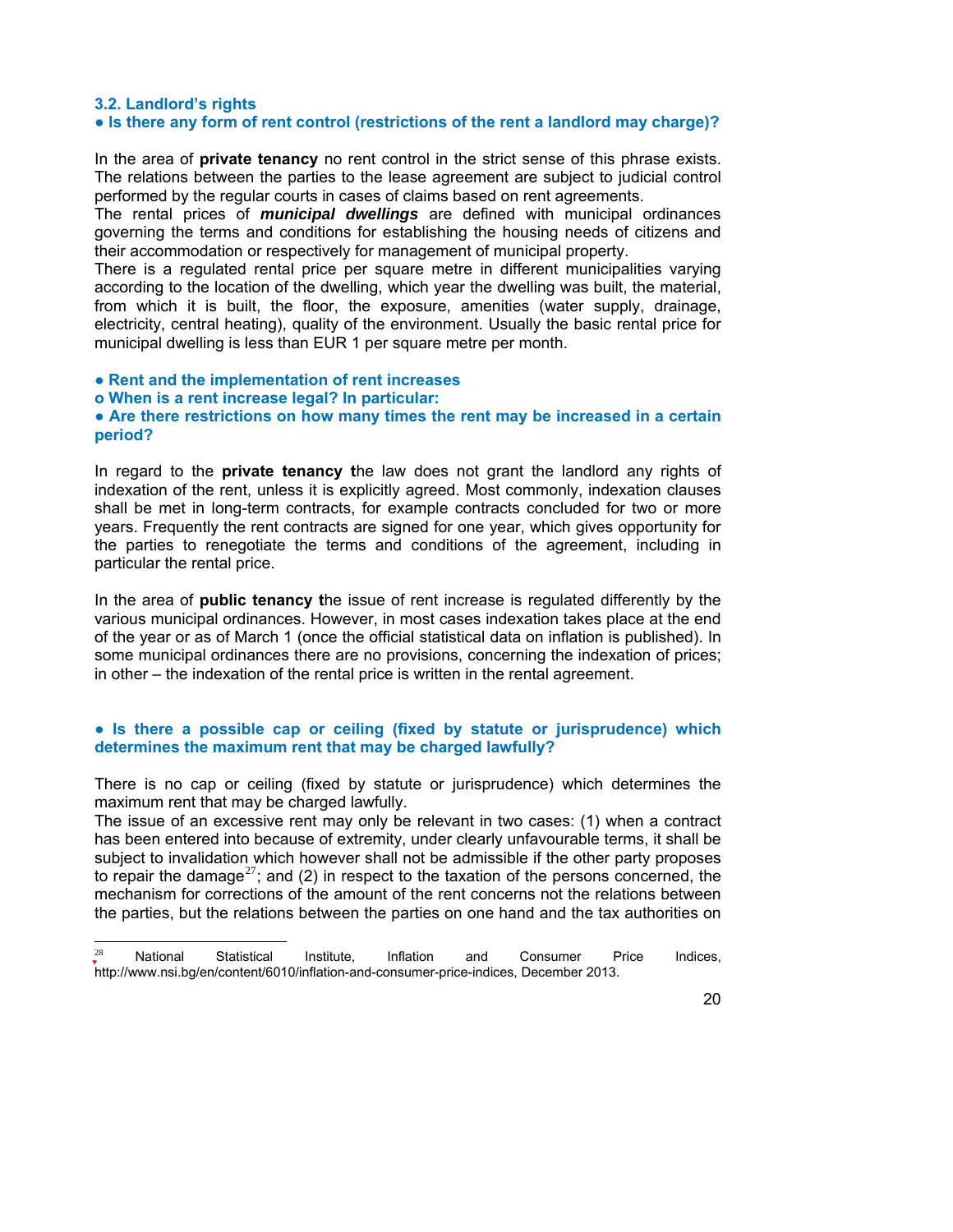### 3.2. Landlord's rights

**● Is there any form of rent control (restrictions of the rent a landlord may charge)?**

In the area of **private tenancy** no rent control in the strict sense of this phrase exists. The relations between the parties to the lease agreement are subject to judicial control performed by the regular courts in cases of claims based on rent agreements.

The rental prices of ***municipal dwellings*** are defined with municipal ordinances governing the terms and conditions for establishing the housing needs of citizens and their accommodation or respectively for management of municipal property.

There is a regulated rental price per square metre in different municipalities varying according to the location of the dwelling, which year the dwelling was built, the material, from which it is built, the floor, the exposure, amenities (water supply, drainage, electricity, central heating), quality of the environment. Usually the basic rental price for municipal dwelling is less than EUR 1 per square metre per month.

**● Rent and the implementation of rent increases**

**o When is a rent increase legal? In particular:**

**● Are there restrictions on how many times the rent may be increased in a certain period?**

In regard to the **private tenancy t**he law does not grant the landlord any rights of indexation of the rent, unless it is explicitly agreed. Most commonly, indexation clauses shall be met in long-term contracts, for example contracts concluded for two or more years. Frequently the rent contracts are signed for one year, which gives opportunity for the parties to renegotiate the terms and conditions of the agreement, including in particular the rental price.

In the area of **public tenancy t**he issue of rent increase is regulated differently by the various municipal ordinances. However, in most cases indexation takes place at the end of the year or as of March 1 (once the official statistical data on inflation is published). In some municipal ordinances there are no provisions, concerning the indexation of prices; in other – the indexation of the rental price is written in the rental agreement.

**● Is there a possible cap or ceiling (fixed by statute or jurisprudence) which determines the maximum rent that may be charged lawfully?**

There is no cap or ceiling (fixed by statute or jurisprudence) which determines the maximum rent that may be charged lawfully.

The issue of an excessive rent may only be relevant in two cases: (1) when a contract has been entered into because of extremity, under clearly unfavourable terms, it shall be subject to invalidation which however shall not be admissible if the other party proposes to repair the damage[27]; and (2) in respect to the taxation of the persons concerned, the mechanism for corrections of the amount of the rent concerns not the relations between the parties, but the relations between the parties on one hand and the tax authorities on

---

[28] National Statistical Institute, Inflation and Consumer Price Indices, http://www.nsi.bg/en/content/6010/inflation-and-consumer-price-indices, December 2013.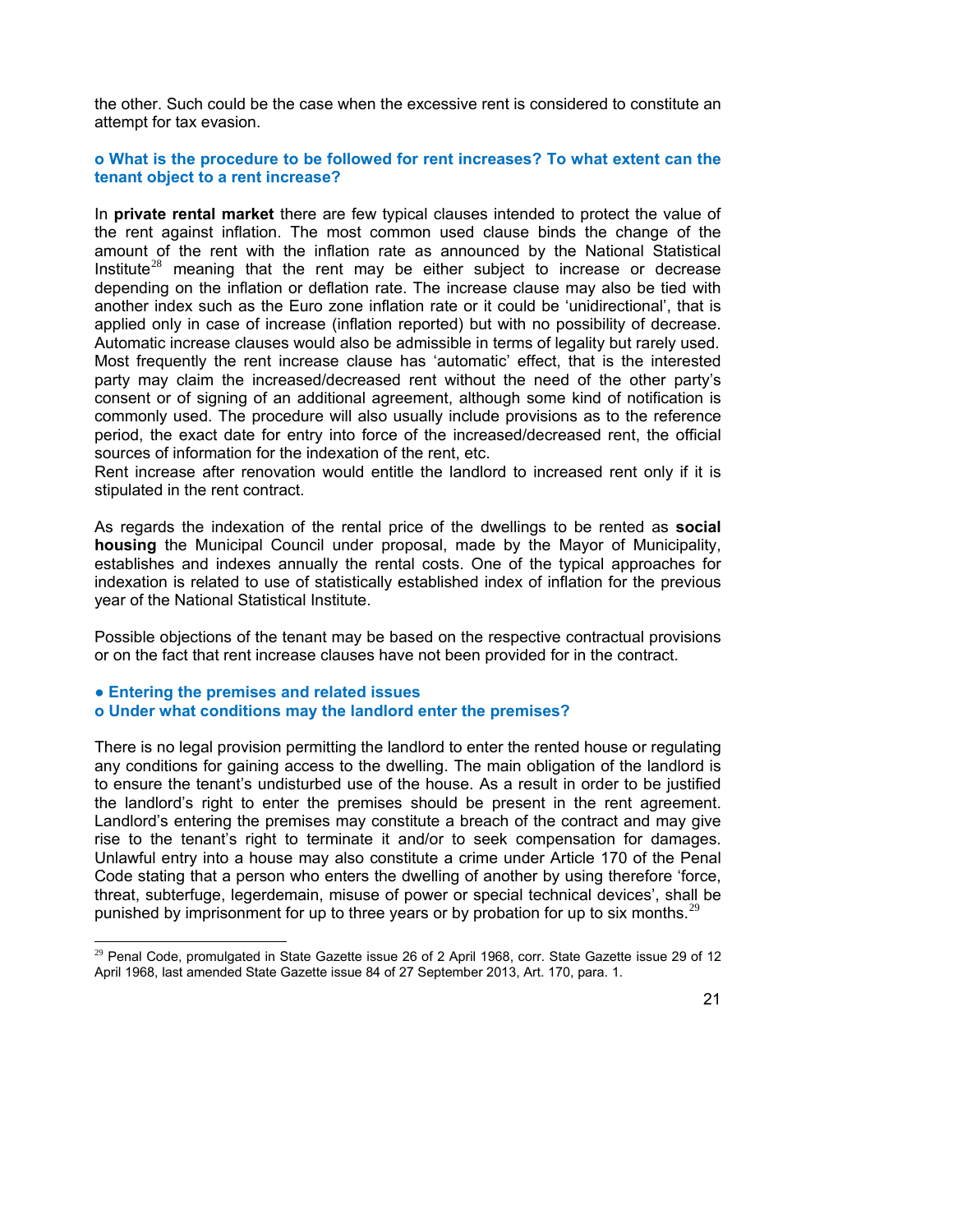the other. Such could be the case when the excessive rent is considered to constitute an attempt for tax evasion.

**o What is the procedure to be followed for rent increases? To what extent can the tenant object to a rent increase?**

In **private rental market** there are few typical clauses intended to protect the value of the rent against inflation. The most common used clause binds the change of the amount of the rent with the inflation rate as announced by the National Statistical Institute[28] meaning that the rent may be either subject to increase or decrease depending on the inflation or deflation rate. The increase clause may also be tied with another index such as the Euro zone inflation rate or it could be 'unidirectional', that is applied only in case of increase (inflation reported) but with no possibility of decrease. Automatic increase clauses would also be admissible in terms of legality but rarely used. Most frequently the rent increase clause has 'automatic' effect, that is the interested party may claim the increased/decreased rent without the need of the other party's consent or of signing of an additional agreement, although some kind of notification is commonly used. The procedure will also usually include provisions as to the reference period, the exact date for entry into force of the increased/decreased rent, the official sources of information for the indexation of the rent, etc.
Rent increase after renovation would entitle the landlord to increased rent only if it is stipulated in the rent contract.

As regards the indexation of the rental price of the dwellings to be rented as **social housing** the Municipal Council under proposal, made by the Mayor of Municipality, establishes and indexes annually the rental costs. One of the typical approaches for indexation is related to use of statistically established index of inflation for the previous year of the National Statistical Institute.

Possible objections of the tenant may be based on the respective contractual provisions or on the fact that rent increase clauses have not been provided for in the contract.

**● Entering the premises and related issues**

**o Under what conditions may the landlord enter the premises?**

There is no legal provision permitting the landlord to enter the rented house or regulating any conditions for gaining access to the dwelling. The main obligation of the landlord is to ensure the tenant's undisturbed use of the house. As a result in order to be justified the landlord's right to enter the premises should be present in the rent agreement. Landlord's entering the premises may constitute a breach of the contract and may give rise to the tenant's right to terminate it and/or to seek compensation for damages. Unlawful entry into a house may also constitute a crime under Article 170 of the Penal Code stating that a person who enters the dwelling of another by using therefore 'force, threat, subterfuge, legerdemain, misuse of power or special technical devices', shall be punished by imprisonment for up to three years or by probation for up to six months.[29]

---

[29] Penal Code, promulgated in State Gazette issue 26 of 2 April 1968, corr. State Gazette issue 29 of 12 April 1968, last amended State Gazette issue 84 of 27 September 2013, Art. 170, para. 1.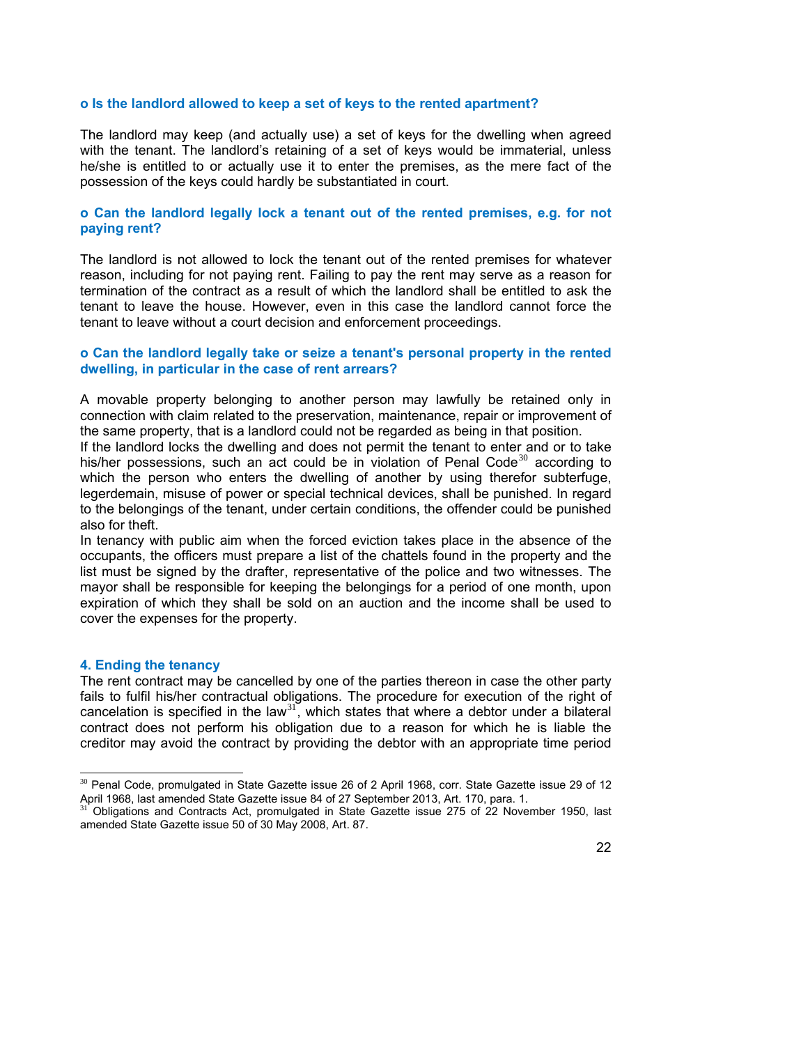**o Is the landlord allowed to keep a set of keys to the rented apartment?**

The landlord may keep (and actually use) a set of keys for the dwelling when agreed with the tenant. The landlord's retaining of a set of keys would be immaterial, unless he/she is entitled to or actually use it to enter the premises, as the mere fact of the possession of the keys could hardly be substantiated in court.

**o Can the landlord legally lock a tenant out of the rented premises, e.g. for not paying rent?**

The landlord is not allowed to lock the tenant out of the rented premises for whatever reason, including for not paying rent. Failing to pay the rent may serve as a reason for termination of the contract as a result of which the landlord shall be entitled to ask the tenant to leave the house. However, even in this case the landlord cannot force the tenant to leave without a court decision and enforcement proceedings.

**o Can the landlord legally take or seize a tenant's personal property in the rented dwelling, in particular in the case of rent arrears?**

A movable property belonging to another person may lawfully be retained only in connection with claim related to the preservation, maintenance, repair or improvement of the same property, that is a landlord could not be regarded as being in that position.
If the landlord locks the dwelling and does not permit the tenant to enter and or to take his/her possessions, such an act could be in violation of Penal Code[30] according to which the person who enters the dwelling of another by using therefor subterfuge, legerdemain, misuse of power or special technical devices, shall be punished. In regard to the belongings of the tenant, under certain conditions, the offender could be punished also for theft.
In tenancy with public aim when the forced eviction takes place in the absence of the occupants, the officers must prepare a list of the chattels found in the property and the list must be signed by the drafter, representative of the police and two witnesses. The mayor shall be responsible for keeping the belongings for a period of one month, upon expiration of which they shall be sold on an auction and the income shall be used to cover the expenses for the property.

## 4. Ending the tenancy

The rent contract may be cancelled by one of the parties thereon in case the other party fails to fulfil his/her contractual obligations. The procedure for execution of the right of cancelation is specified in the law[31], which states that where a debtor under a bilateral contract does not perform his obligation due to a reason for which he is liable the creditor may avoid the contract by providing the debtor with an appropriate time period

---

[30] Penal Code, promulgated in State Gazette issue 26 of 2 April 1968, corr. State Gazette issue 29 of 12 April 1968, last amended State Gazette issue 84 of 27 September 2013, Art. 170, para. 1.

[31] Obligations and Contracts Act, promulgated in State Gazette issue 275 of 22 November 1950, last amended State Gazette issue 50 of 30 May 2008, Art. 87.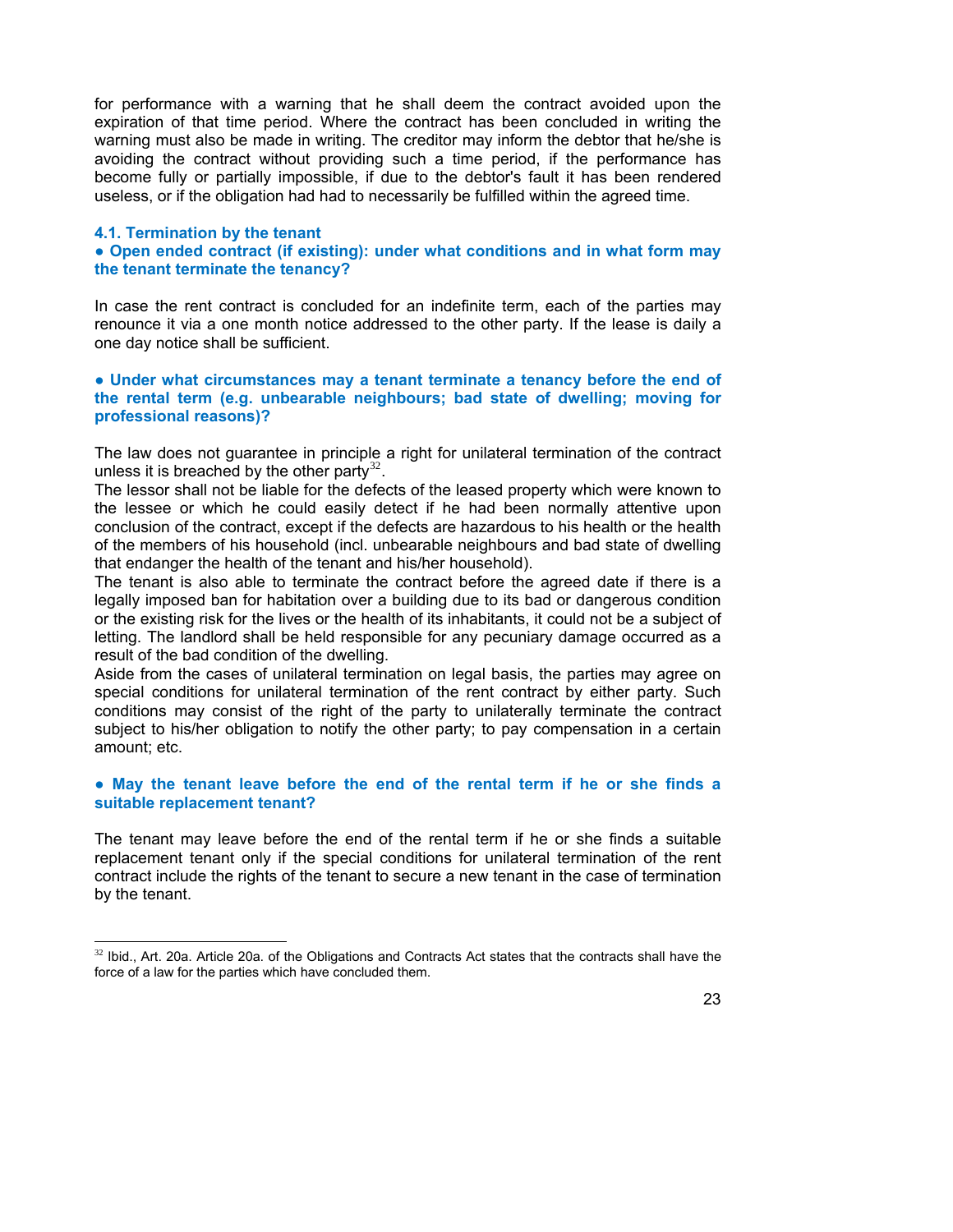for performance with a warning that he shall deem the contract avoided upon the expiration of that time period. Where the contract has been concluded in writing the warning must also be made in writing. The creditor may inform the debtor that he/she is avoiding the contract without providing such a time period, if the performance has become fully or partially impossible, if due to the debtor's fault it has been rendered useless, or if the obligation had had to necessarily be fulfilled within the agreed time.

### 4.1. Termination by the tenant

**● Open ended contract (if existing): under what conditions and in what form may the tenant terminate the tenancy?**

In case the rent contract is concluded for an indefinite term, each of the parties may renounce it via a one month notice addressed to the other party. If the lease is daily a one day notice shall be sufficient.

**● Under what circumstances may a tenant terminate a tenancy before the end of the rental term (e.g. unbearable neighbours; bad state of dwelling; moving for professional reasons)?**

The law does not guarantee in principle a right for unilateral termination of the contract unless it is breached by the other party[32].

The lessor shall not be liable for the defects of the leased property which were known to the lessee or which he could easily detect if he had been normally attentive upon conclusion of the contract, except if the defects are hazardous to his health or the health of the members of his household (incl. unbearable neighbours and bad state of dwelling that endanger the health of the tenant and his/her household).

The tenant is also able to terminate the contract before the agreed date if there is a legally imposed ban for habitation over a building due to its bad or dangerous condition or the existing risk for the lives or the health of its inhabitants, it could not be a subject of letting. The landlord shall be held responsible for any pecuniary damage occurred as a result of the bad condition of the dwelling.

Aside from the cases of unilateral termination on legal basis, the parties may agree on special conditions for unilateral termination of the rent contract by either party. Such conditions may consist of the right of the party to unilaterally terminate the contract subject to his/her obligation to notify the other party; to pay compensation in a certain amount; etc.

**● May the tenant leave before the end of the rental term if he or she finds a suitable replacement tenant?**

The tenant may leave before the end of the rental term if he or she finds a suitable replacement tenant only if the special conditions for unilateral termination of the rent contract include the rights of the tenant to secure a new tenant in the case of termination by the tenant.

---

[32] Ibid., Art. 20a. Article 20a. of the Obligations and Contracts Act states that the contracts shall have the force of a law for the parties which have concluded them.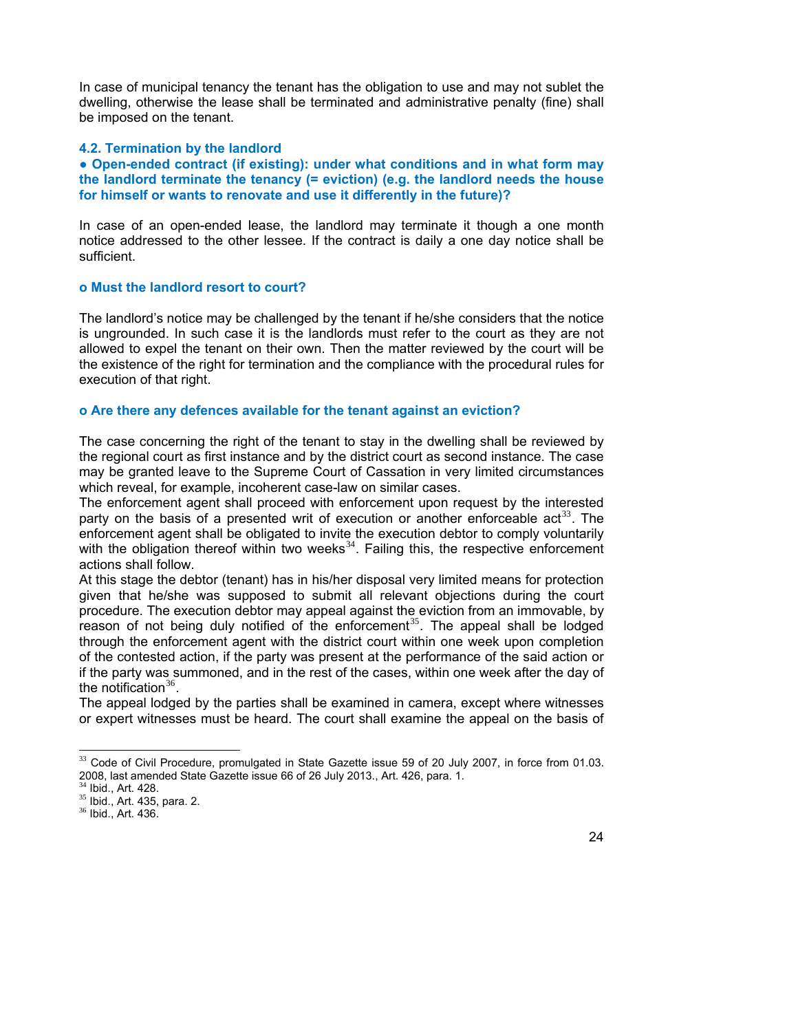In case of municipal tenancy the tenant has the obligation to use and may not sublet the dwelling, otherwise the lease shall be terminated and administrative penalty (fine) shall be imposed on the tenant.

### 4.2. Termination by the landlord

**● Open-ended contract (if existing): under what conditions and in what form may the landlord terminate the tenancy (= eviction) (e.g. the landlord needs the house for himself or wants to renovate and use it differently in the future)?**

In case of an open-ended lease, the landlord may terminate it though a one month notice addressed to the other lessee. If the contract is daily a one day notice shall be sufficient.

**o Must the landlord resort to court?**

The landlord's notice may be challenged by the tenant if he/she considers that the notice is ungrounded. In such case it is the landlords must refer to the court as they are not allowed to expel the tenant on their own. Then the matter reviewed by the court will be the existence of the right for termination and the compliance with the procedural rules for execution of that right.

**o Are there any defences available for the tenant against an eviction?**

The case concerning the right of the tenant to stay in the dwelling shall be reviewed by the regional court as first instance and by the district court as second instance. The case may be granted leave to the Supreme Court of Cassation in very limited circumstances which reveal, for example, incoherent case-law on similar cases.
The enforcement agent shall proceed with enforcement upon request by the interested party on the basis of a presented writ of execution or another enforceable act[33]. The enforcement agent shall be obligated to invite the execution debtor to comply voluntarily with the obligation thereof within two weeks[34]. Failing this, the respective enforcement actions shall follow.
At this stage the debtor (tenant) has in his/her disposal very limited means for protection given that he/she was supposed to submit all relevant objections during the court procedure. The execution debtor may appeal against the eviction from an immovable, by reason of not being duly notified of the enforcement[35]. The appeal shall be lodged through the enforcement agent with the district court within one week upon completion of the contested action, if the party was present at the performance of the said action or if the party was summoned, and in the rest of the cases, within one week after the day of the notification[36].
The appeal lodged by the parties shall be examined in camera, except where witnesses or expert witnesses must be heard. The court shall examine the appeal on the basis of

---

[33] Code of Civil Procedure, promulgated in State Gazette issue 59 of 20 July 2007, in force from 01.03. 2008, last amended State Gazette issue 66 of 26 July 2013., Art. 426, para. 1.
[34] Ibid., Art. 428.
[35] Ibid., Art. 435, para. 2.
[36] Ibid., Art. 436.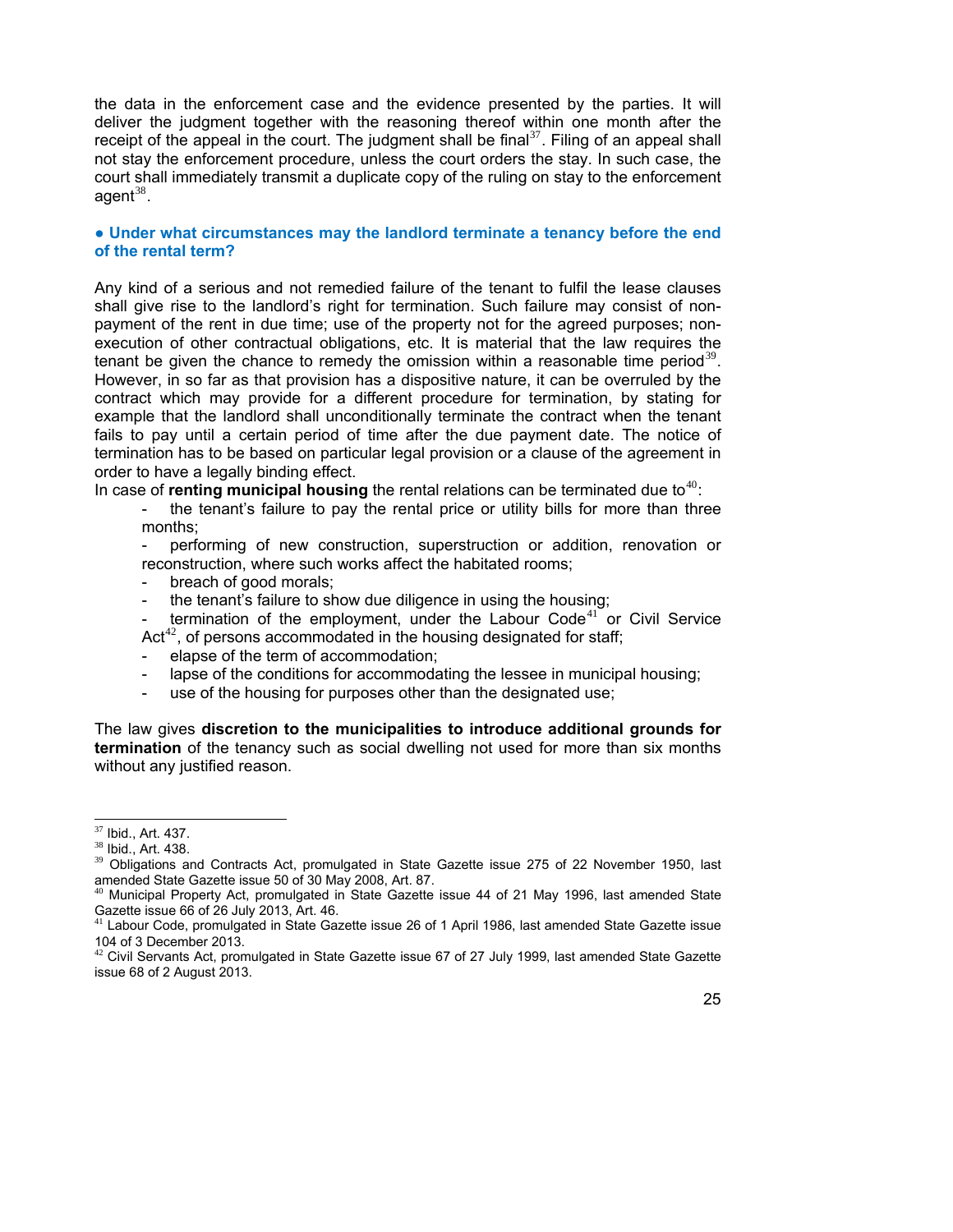the data in the enforcement case and the evidence presented by the parties. It will deliver the judgment together with the reasoning thereof within one month after the receipt of the appeal in the court. The judgment shall be final[37]. Filing of an appeal shall not stay the enforcement procedure, unless the court orders the stay. In such case, the court shall immediately transmit a duplicate copy of the ruling on stay to the enforcement agent[38].

### ● Under what circumstances may the landlord terminate a tenancy before the end of the rental term?

Any kind of a serious and not remedied failure of the tenant to fulfil the lease clauses shall give rise to the landlord's right for termination. Such failure may consist of non-payment of the rent in due time; use of the property not for the agreed purposes; non-execution of other contractual obligations, etc. It is material that the law requires the tenant be given the chance to remedy the omission within a reasonable time period[39]. However, in so far as that provision has a dispositive nature, it can be overruled by the contract which may provide for a different procedure for termination, by stating for example that the landlord shall unconditionally terminate the contract when the tenant fails to pay until a certain period of time after the due payment date. The notice of termination has to be based on particular legal provision or a clause of the agreement in order to have a legally binding effect.

In case of **renting municipal housing** the rental relations can be terminated due to[40]:

- the tenant's failure to pay the rental price or utility bills for more than three months;
- performing of new construction, superstruction or addition, renovation or reconstruction, where such works affect the habitated rooms;
- breach of good morals;
- the tenant's failure to show due diligence in using the housing;
- termination of the employment, under the Labour Code[41] or Civil Service Act[42], of persons accommodated in the housing designated for staff;
- elapse of the term of accommodation;
- lapse of the conditions for accommodating the lessee in municipal housing;
- use of the housing for purposes other than the designated use;

The law gives **discretion to the municipalities to introduce additional grounds for termination** of the tenancy such as social dwelling not used for more than six months without any justified reason.

---

[37] Ibid., Art. 437.

[38] Ibid., Art. 438.

[39] Obligations and Contracts Act, promulgated in State Gazette issue 275 of 22 November 1950, last amended State Gazette issue 50 of 30 May 2008, Art. 87.

[40] Municipal Property Act, promulgated in State Gazette issue 44 of 21 May 1996, last amended State Gazette issue 66 of 26 July 2013, Art. 46.

[41] Labour Code, promulgated in State Gazette issue 26 of 1 April 1986, last amended State Gazette issue 104 of 3 December 2013.

[42] Civil Servants Act, promulgated in State Gazette issue 67 of 27 July 1999, last amended State Gazette issue 68 of 2 August 2013.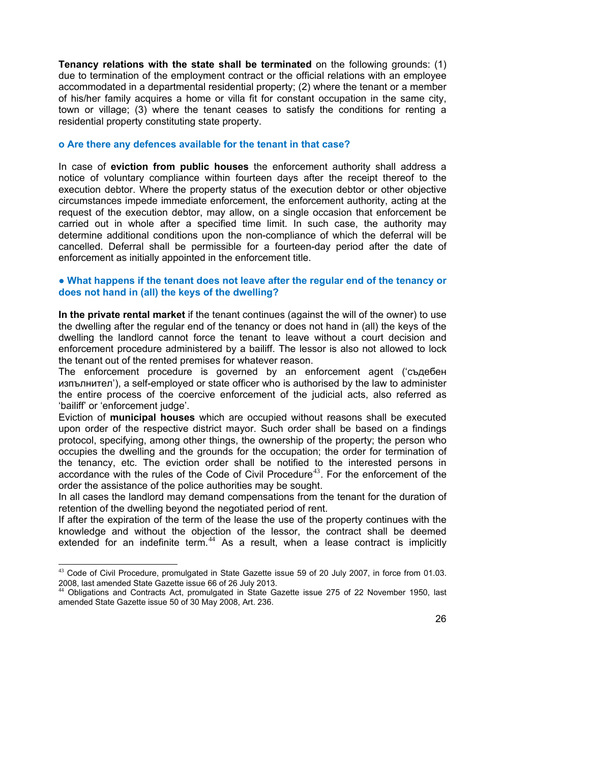**Tenancy relations with the state shall be terminated** on the following grounds: (1) due to termination of the employment contract or the official relations with an employee accommodated in a departmental residential property; (2) where the tenant or a member of his/her family acquires a home or villa fit for constant occupation in the same city, town or village; (3) where the tenant ceases to satisfy the conditions for renting a residential property constituting state property.

**o Are there any defences available for the tenant in that case?**

In case of **eviction from public houses** the enforcement authority shall address a notice of voluntary compliance within fourteen days after the receipt thereof to the execution debtor. Where the property status of the execution debtor or other objective circumstances impede immediate enforcement, the enforcement authority, acting at the request of the execution debtor, may allow, on a single occasion that enforcement be carried out in whole after a specified time limit. In such case, the authority may determine additional conditions upon the non-compliance of which the deferral will be cancelled. Deferral shall be permissible for a fourteen-day period after the date of enforcement as initially appointed in the enforcement title.

**● What happens if the tenant does not leave after the regular end of the tenancy or does not hand in (all) the keys of the dwelling?**

**In the private rental market** if the tenant continues (against the will of the owner) to use the dwelling after the regular end of the tenancy or does not hand in (all) the keys of the dwelling the landlord cannot force the tenant to leave without a court decision and enforcement procedure administered by a bailiff. The lessor is also not allowed to lock the tenant out of the rented premises for whatever reason.
The enforcement procedure is governed by an enforcement agent ('съдебен изпълнител'), a self-employed or state officer who is authorised by the law to administer the entire process of the coercive enforcement of the judicial acts, also referred as 'bailiff' or 'enforcement judge'.
Eviction of **municipal houses** which are occupied without reasons shall be executed upon order of the respective district mayor. Such order shall be based on a findings protocol, specifying, among other things, the ownership of the property; the person who occupies the dwelling and the grounds for the occupation; the order for termination of the tenancy, etc. The eviction order shall be notified to the interested persons in accordance with the rules of the Code of Civil Procedure[43]. For the enforcement of the order the assistance of the police authorities may be sought.
In all cases the landlord may demand compensations from the tenant for the duration of retention of the dwelling beyond the negotiated period of rent.
If after the expiration of the term of the lease the use of the property continues with the knowledge and without the objection of the lessor, the contract shall be deemed extended for an indefinite term.[44] As a result, when a lease contract is implicitly

---

[43] Code of Civil Procedure, promulgated in State Gazette issue 59 of 20 July 2007, in force from 01.03. 2008, last amended State Gazette issue 66 of 26 July 2013.
[44] Obligations and Contracts Act, promulgated in State Gazette issue 275 of 22 November 1950, last amended State Gazette issue 50 of 30 May 2008, Art. 236.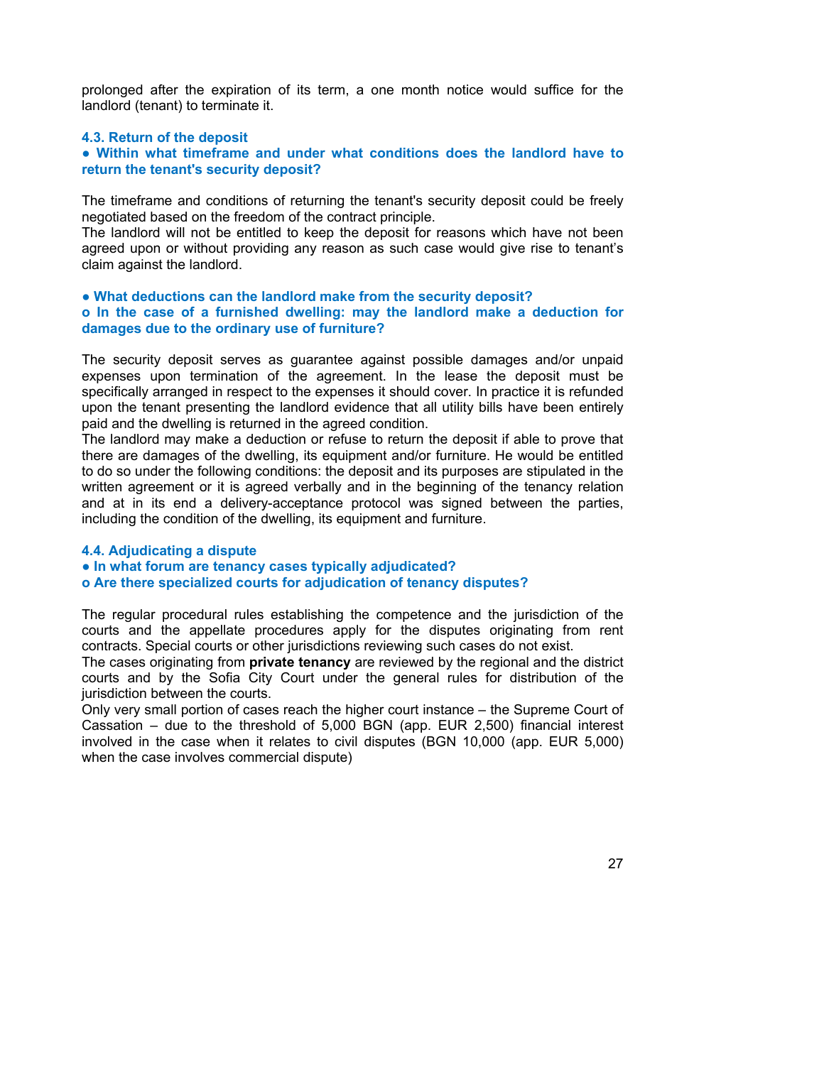prolonged after the expiration of its term, a one month notice would suffice for the landlord (tenant) to terminate it.

### 4.3. Return of the deposit

**● Within what timeframe and under what conditions does the landlord have to return the tenant's security deposit?**

The timeframe and conditions of returning the tenant's security deposit could be freely negotiated based on the freedom of the contract principle.
The landlord will not be entitled to keep the deposit for reasons which have not been agreed upon or without providing any reason as such case would give rise to tenant's claim against the landlord.

**● What deductions can the landlord make from the security deposit?**
**o In the case of a furnished dwelling: may the landlord make a deduction for damages due to the ordinary use of furniture?**

The security deposit serves as guarantee against possible damages and/or unpaid expenses upon termination of the agreement. In the lease the deposit must be specifically arranged in respect to the expenses it should cover. In practice it is refunded upon the tenant presenting the landlord evidence that all utility bills have been entirely paid and the dwelling is returned in the agreed condition.
The landlord may make a deduction or refuse to return the deposit if able to prove that there are damages of the dwelling, its equipment and/or furniture. He would be entitled to do so under the following conditions: the deposit and its purposes are stipulated in the written agreement or it is agreed verbally and in the beginning of the tenancy relation and at in its end a delivery-acceptance protocol was signed between the parties, including the condition of the dwelling, its equipment and furniture.

### 4.4. Adjudicating a dispute

**● In what forum are tenancy cases typically adjudicated?**
**o Are there specialized courts for adjudication of tenancy disputes?**

The regular procedural rules establishing the competence and the jurisdiction of the courts and the appellate procedures apply for the disputes originating from rent contracts. Special courts or other jurisdictions reviewing such cases do not exist.
The cases originating from **private tenancy** are reviewed by the regional and the district courts and by the Sofia City Court under the general rules for distribution of the jurisdiction between the courts.
Only very small portion of cases reach the higher court instance – the Supreme Court of Cassation – due to the threshold of 5,000 BGN (app. EUR 2,500) financial interest involved in the case when it relates to civil disputes (BGN 10,000 (app. EUR 5,000) when the case involves commercial dispute)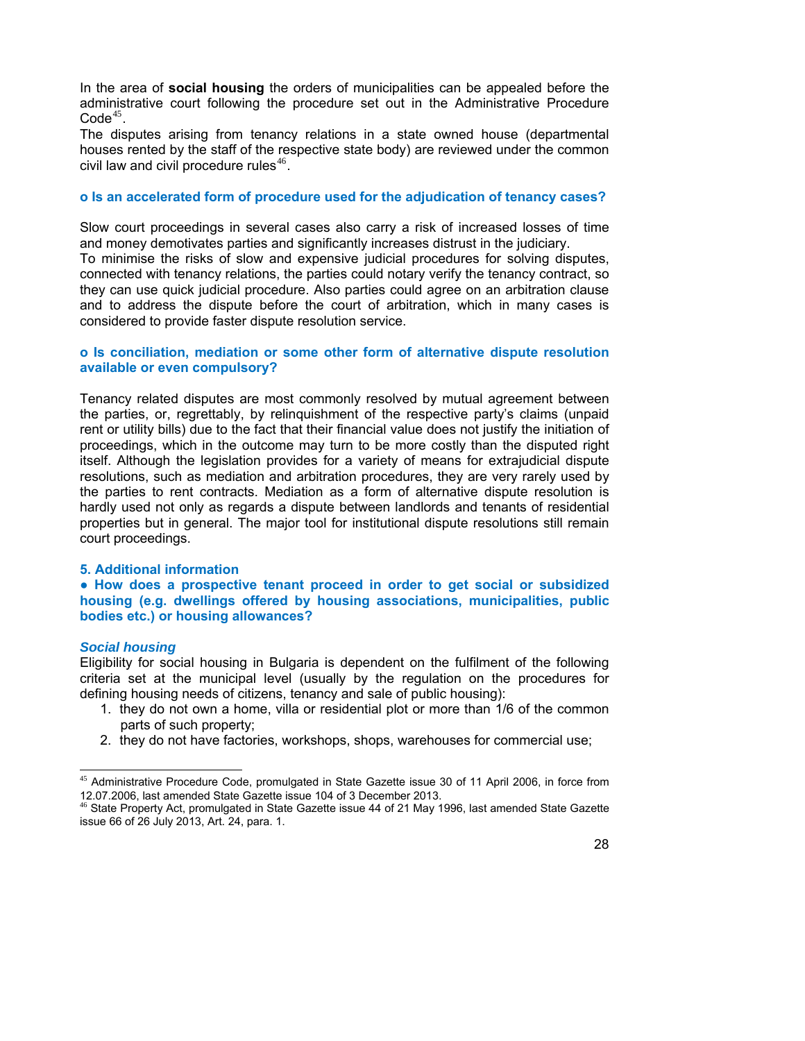In the area of **social housing** the orders of municipalities can be appealed before the administrative court following the procedure set out in the Administrative Procedure Code[45].

The disputes arising from tenancy relations in a state owned house (departmental houses rented by the staff of the respective state body) are reviewed under the common civil law and civil procedure rules[46].

### o Is an accelerated form of procedure used for the adjudication of tenancy cases?

Slow court proceedings in several cases also carry a risk of increased losses of time and money demotivates parties and significantly increases distrust in the judiciary.

To minimise the risks of slow and expensive judicial procedures for solving disputes, connected with tenancy relations, the parties could notary verify the tenancy contract, so they can use quick judicial procedure. Also parties could agree on an arbitration clause and to address the dispute before the court of arbitration, which in many cases is considered to provide faster dispute resolution service.

### o Is conciliation, mediation or some other form of alternative dispute resolution available or even compulsory?

Tenancy related disputes are most commonly resolved by mutual agreement between the parties, or, regrettably, by relinquishment of the respective party's claims (unpaid rent or utility bills) due to the fact that their financial value does not justify the initiation of proceedings, which in the outcome may turn to be more costly than the disputed right itself. Although the legislation provides for a variety of means for extrajudicial dispute resolutions, such as mediation and arbitration procedures, they are very rarely used by the parties to rent contracts. Mediation as a form of alternative dispute resolution is hardly used not only as regards a dispute between landlords and tenants of residential properties but in general. The major tool for institutional dispute resolutions still remain court proceedings.

## 5. Additional information

### ● How does a prospective tenant proceed in order to get social or subsidized housing (e.g. dwellings offered by housing associations, municipalities, public bodies etc.) or housing allowances?

#### *Social housing*

Eligibility for social housing in Bulgaria is dependent on the fulfilment of the following criteria set at the municipal level (usually by the regulation on the procedures for defining housing needs of citizens, tenancy and sale of public housing):

1. they do not own a home, villa or residential plot or more than 1/6 of the common parts of such property;
2. they do not have factories, workshops, shops, warehouses for commercial use;

---

[45] Administrative Procedure Code, promulgated in State Gazette issue 30 of 11 April 2006, in force from 12.07.2006, last amended State Gazette issue 104 of 3 December 2013.

[46] State Property Act, promulgated in State Gazette issue 44 of 21 May 1996, last amended State Gazette issue 66 of 26 July 2013, Art. 24, para. 1.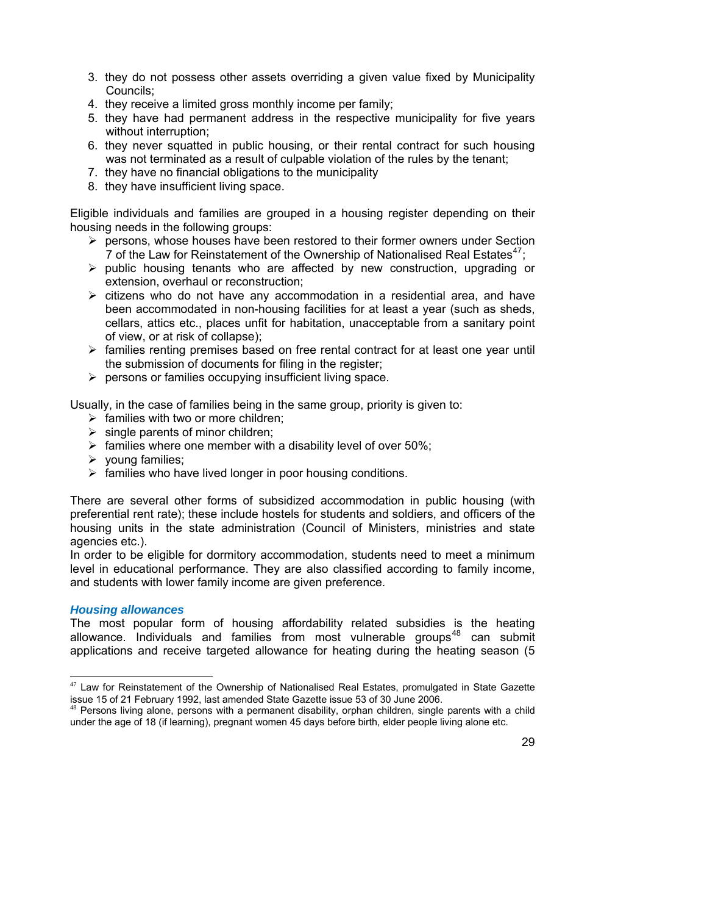3. they do not possess other assets overriding a given value fixed by Municipality Councils;
4. they receive a limited gross monthly income per family;
5. they have had permanent address in the respective municipality for five years without interruption;
6. they never squatted in public housing, or their rental contract for such housing was not terminated as a result of culpable violation of the rules by the tenant;
7. they have no financial obligations to the municipality
8. they have insufficient living space.

Eligible individuals and families are grouped in a housing register depending on their housing needs in the following groups:

- persons, whose houses have been restored to their former owners under Section 7 of the Law for Reinstatement of the Ownership of Nationalised Real Estates[47];
- public housing tenants who are affected by new construction, upgrading or extension, overhaul or reconstruction;
- citizens who do not have any accommodation in a residential area, and have been accommodated in non-housing facilities for at least a year (such as sheds, cellars, attics etc., places unfit for habitation, unacceptable from a sanitary point of view, or at risk of collapse);
- families renting premises based on free rental contract for at least one year until the submission of documents for filing in the register;
- persons or families occupying insufficient living space.

Usually, in the case of families being in the same group, priority is given to:

- families with two or more children;
- single parents of minor children;
- families where one member with a disability level of over 50%;
- young families;
- families who have lived longer in poor housing conditions.

There are several other forms of subsidized accommodation in public housing (with preferential rent rate); these include hostels for students and soldiers, and officers of the housing units in the state administration (Council of Ministers, ministries and state agencies etc.).

In order to be eligible for dormitory accommodation, students need to meet a minimum level in educational performance. They are also classified according to family income, and students with lower family income are given preference.

***Housing allowances***

The most popular form of housing affordability related subsidies is the heating allowance. Individuals and families from most vulnerable groups[48] can submit applications and receive targeted allowance for heating during the heating season (5

---

[47] Law for Reinstatement of the Ownership of Nationalised Real Estates, promulgated in State Gazette issue 15 of 21 February 1992, last amended State Gazette issue 53 of 30 June 2006.

[48] Persons living alone, persons with a permanent disability, orphan children, single parents with a child under the age of 18 (if learning), pregnant women 45 days before birth, elder people living alone etc.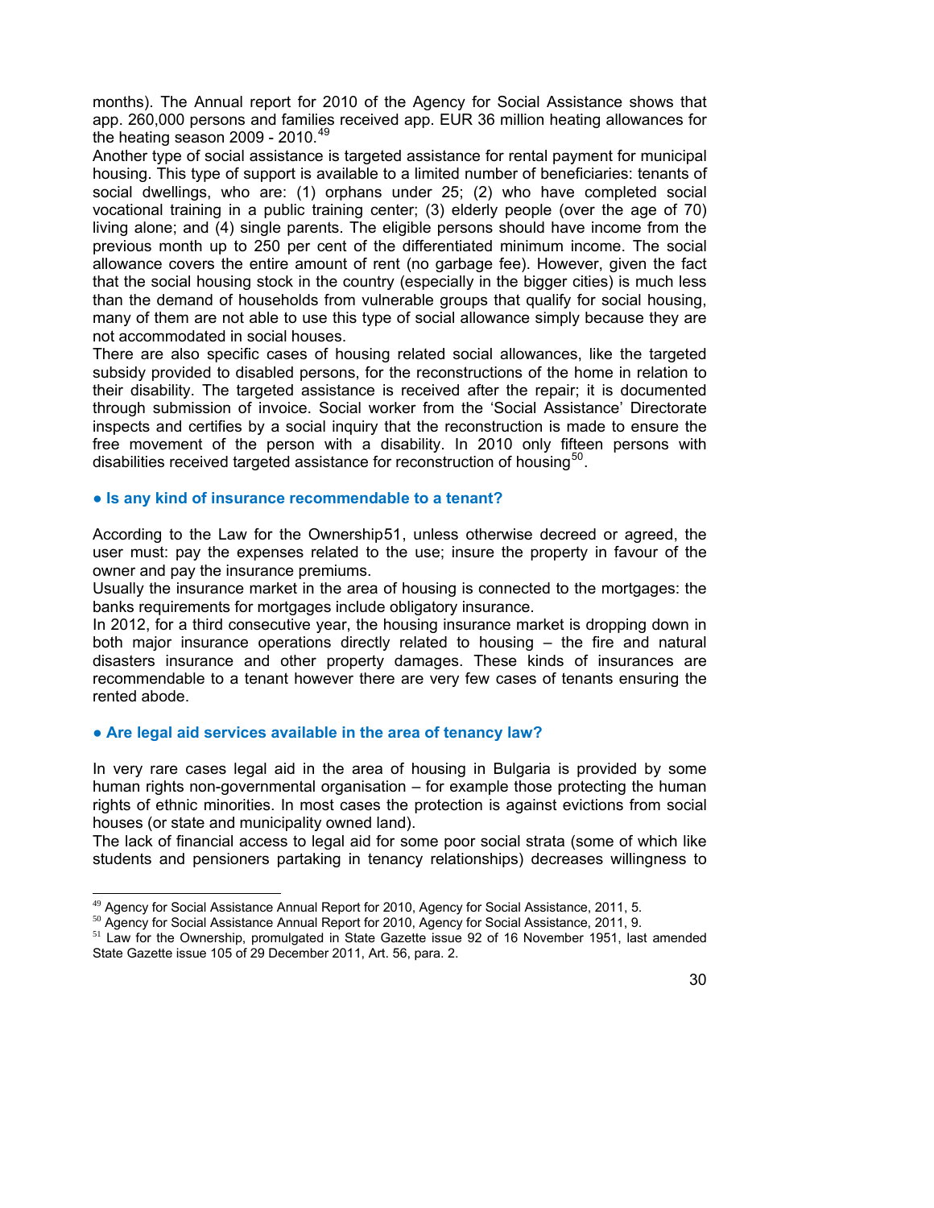months). The Annual report for 2010 of the Agency for Social Assistance shows that app. 260,000 persons and families received app. EUR 36 million heating allowances for the heating season 2009 - 2010.[49]

Another type of social assistance is targeted assistance for rental payment for municipal housing. This type of support is available to a limited number of beneficiaries: tenants of social dwellings, who are: (1) orphans under 25; (2) who have completed social vocational training in a public training center; (3) elderly people (over the age of 70) living alone; and (4) single parents. The eligible persons should have income from the previous month up to 250 per cent of the differentiated minimum income. The social allowance covers the entire amount of rent (no garbage fee). However, given the fact that the social housing stock in the country (especially in the bigger cities) is much less than the demand of households from vulnerable groups that qualify for social housing, many of them are not able to use this type of social allowance simply because they are not accommodated in social houses.

There are also specific cases of housing related social allowances, like the targeted subsidy provided to disabled persons, for the reconstructions of the home in relation to their disability. The targeted assistance is received after the repair; it is documented through submission of invoice. Social worker from the 'Social Assistance' Directorate inspects and certifies by a social inquiry that the reconstruction is made to ensure the free movement of the person with a disability. In 2010 only fifteen persons with disabilities received targeted assistance for reconstruction of housing[50].

#### ● Is any kind of insurance recommendable to a tenant?

According to the Law for the Ownership51, unless otherwise decreed or agreed, the user must: pay the expenses related to the use; insure the property in favour of the owner and pay the insurance premiums.

Usually the insurance market in the area of housing is connected to the mortgages: the banks requirements for mortgages include obligatory insurance.

In 2012, for a third consecutive year, the housing insurance market is dropping down in both major insurance operations directly related to housing – the fire and natural disasters insurance and other property damages. These kinds of insurances are recommendable to a tenant however there are very few cases of tenants ensuring the rented abode.

#### ● Are legal aid services available in the area of tenancy law?

In very rare cases legal aid in the area of housing in Bulgaria is provided by some human rights non-governmental organisation – for example those protecting the human rights of ethnic minorities. In most cases the protection is against evictions from social houses (or state and municipality owned land).

The lack of financial access to legal aid for some poor social strata (some of which like students and pensioners partaking in tenancy relationships) decreases willingness to

---

[49] Agency for Social Assistance Annual Report for 2010, Agency for Social Assistance, 2011, 5.

[50] Agency for Social Assistance Annual Report for 2010, Agency for Social Assistance, 2011, 9.

[51] Law for the Ownership, promulgated in State Gazette issue 92 of 16 November 1951, last amended State Gazette issue 105 of 29 December 2011, Art. 56, para. 2.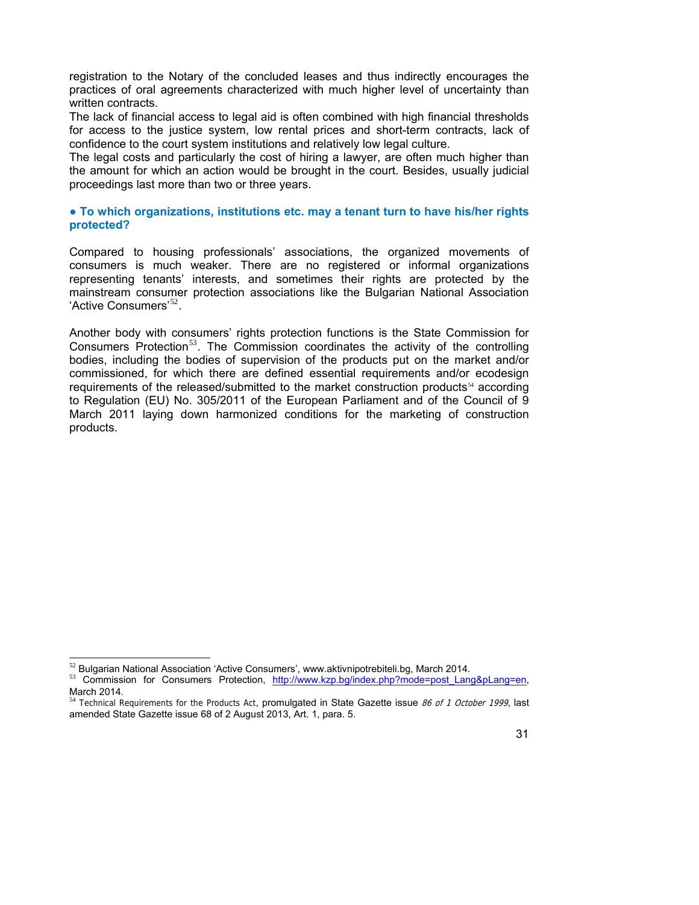registration to the Notary of the concluded leases and thus indirectly encourages the practices of oral agreements characterized with much higher level of uncertainty than written contracts.

The lack of financial access to legal aid is often combined with high financial thresholds for access to the justice system, low rental prices and short-term contracts, lack of confidence to the court system institutions and relatively low legal culture.

The legal costs and particularly the cost of hiring a lawyer, are often much higher than the amount for which an action would be brought in the court. Besides, usually judicial proceedings last more than two or three years.

### ● To which organizations, institutions etc. may a tenant turn to have his/her rights protected?

Compared to housing professionals' associations, the organized movements of consumers is much weaker. There are no registered or informal organizations representing tenants' interests, and sometimes their rights are protected by the mainstream consumer protection associations like the Bulgarian National Association 'Active Consumers'[52].

Another body with consumers' rights protection functions is the State Commission for Consumers Protection[53]. The Commission coordinates the activity of the controlling bodies, including the bodies of supervision of the products put on the market and/or commissioned, for which there are defined essential requirements and/or ecodesign requirements of the released/submitted to the market construction products[54] according to Regulation (EU) No. 305/2011 of the European Parliament and of the Council of 9 March 2011 laying down harmonized conditions for the marketing of construction products.

---

[52] Bulgarian National Association 'Active Consumers', www.aktivnipotrebiteli.bg, March 2014.

[53] Commission for Consumers Protection, http://www.kzp.bg/index.php?mode=post_Lang&pLang=en, March 2014.

[54] Technical Requirements for the Products Act, promulgated in State Gazette issue *86 of 1 October 1999*, last amended State Gazette issue 68 of 2 August 2013, Art. 1, para. 5.